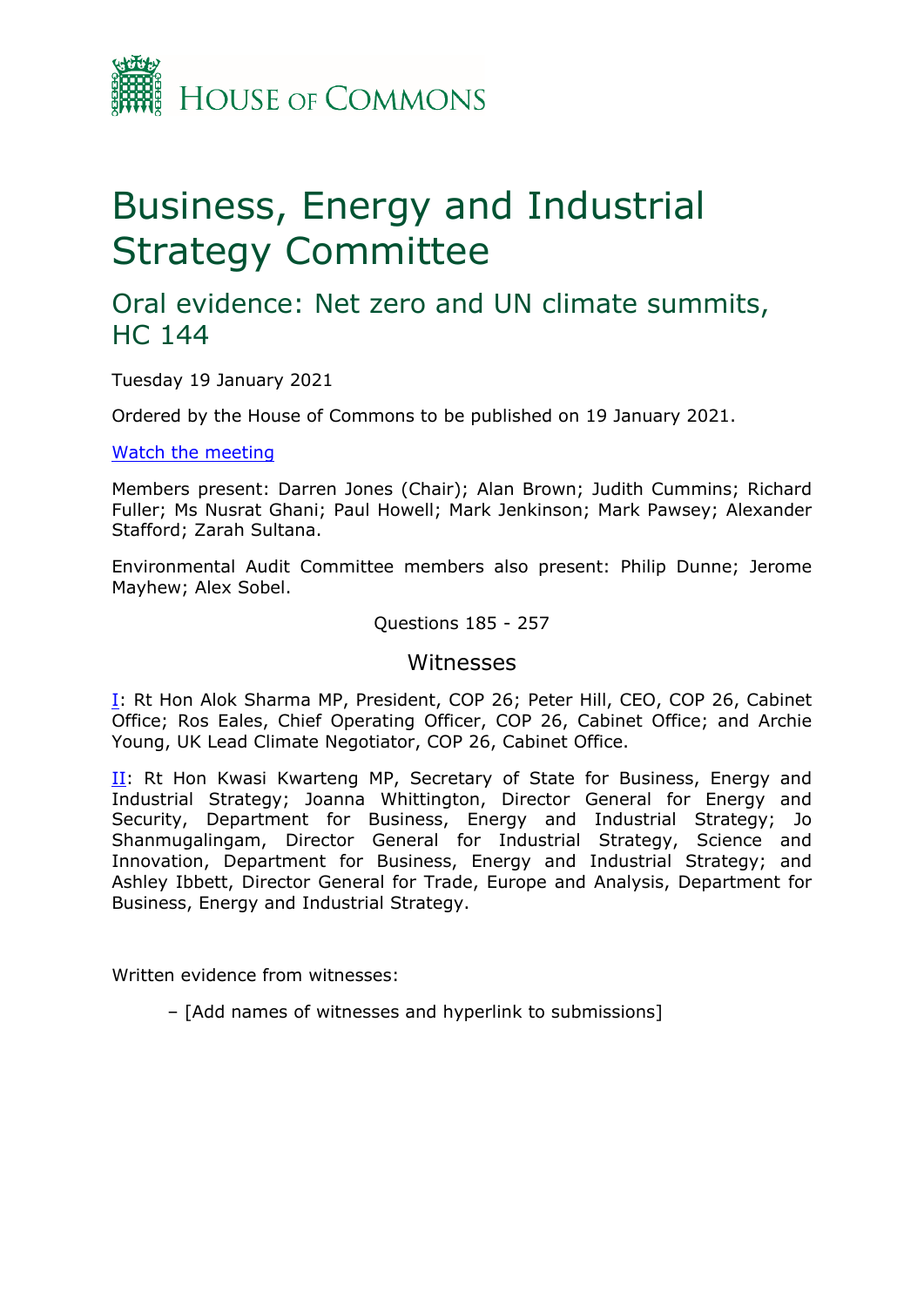HOUSE OF COMMONS

# Business, Energy and Industrial Strategy Committee

## Oral evidence: Net zero and UN climate summits, HC 144

Tuesday 19 January 2021

Ordered by the House of Commons to be published on 19 January 2021.

[Watch the meeting]

Members present: Darren Jones (Chair); Alan Brown; Judith Cummins; Richard Fuller; Ms Nusrat Ghani; Paul Howell; Mark Jenkinson; Mark Pawsey; Alexander Stafford; Zarah Sultana.

Environmental Audit Committee members also present: Philip Dunne; Jerome Mayhew; Alex Sobel.

Questions 185 - 257

### Witnesses

I: Rt Hon Alok Sharma MP, President, COP 26; Peter Hill, CEO, COP 26, Cabinet Office; Ros Eales, Chief Operating Officer, COP 26, Cabinet Office; and Archie Young, UK Lead Climate Negotiator, COP 26, Cabinet Office.

II: Rt Hon Kwasi Kwarteng MP, Secretary of State for Business, Energy and Industrial Strategy; Joanna Whittington, Director General for Energy and Security, Department for Business, Energy and Industrial Strategy; Jo Shanmugalingam, Director General for Industrial Strategy, Science and Innovation, Department for Business, Energy and Industrial Strategy; and Ashley Ibbett, Director General for Trade, Europe and Analysis, Department for Business, Energy and Industrial Strategy.

Written evidence from witnesses:

– [Add names of witnesses and hyperlink to submissions]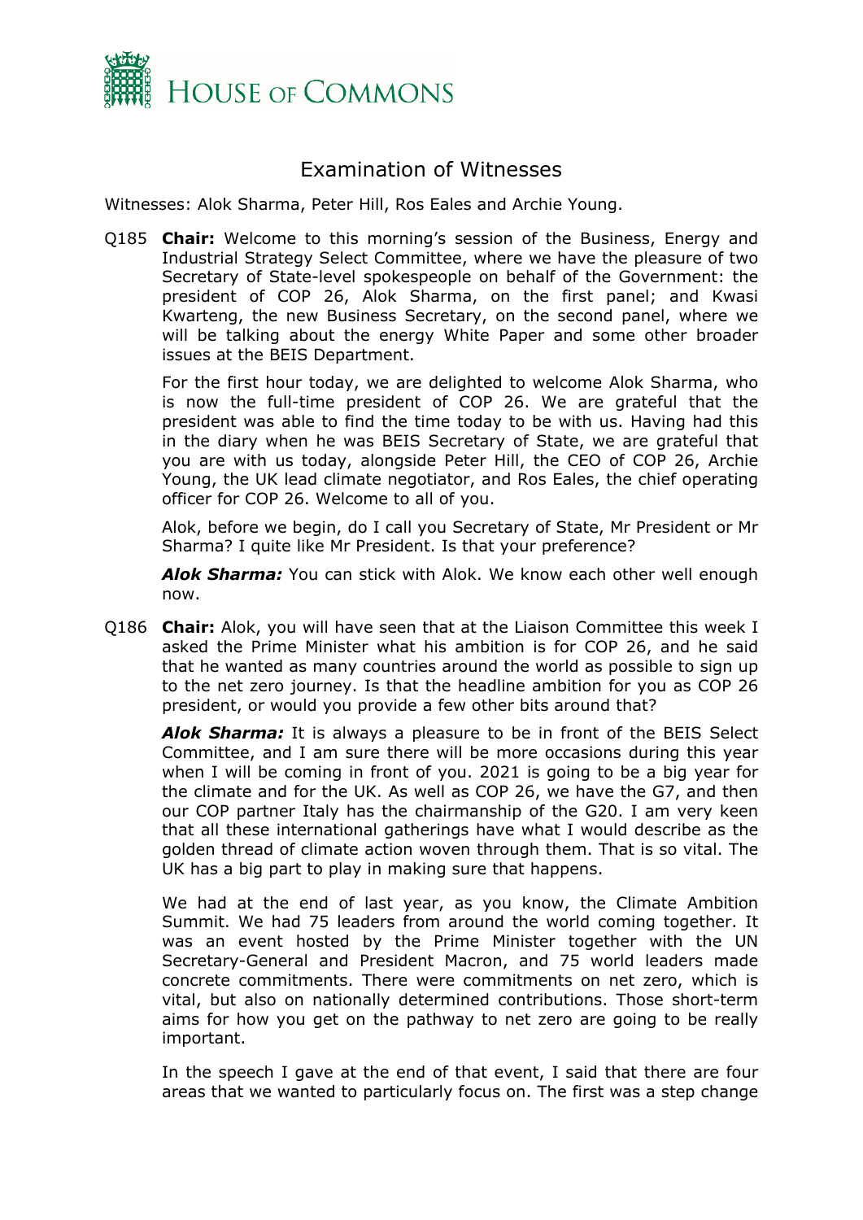# Examination of Witnesses

Witnesses: Alok Sharma, Peter Hill, Ros Eales and Archie Young.

Q185 **Chair:** Welcome to this morning's session of the Business, Energy and Industrial Strategy Select Committee, where we have the pleasure of two Secretary of State-level spokespeople on behalf of the Government: the president of COP 26, Alok Sharma, on the first panel; and Kwasi Kwarteng, the new Business Secretary, on the second panel, where we will be talking about the energy White Paper and some other broader issues at the BEIS Department.

For the first hour today, we are delighted to welcome Alok Sharma, who is now the full-time president of COP 26. We are grateful that the president was able to find the time today to be with us. Having had this in the diary when he was BEIS Secretary of State, we are grateful that you are with us today, alongside Peter Hill, the CEO of COP 26, Archie Young, the UK lead climate negotiator, and Ros Eales, the chief operating officer for COP 26. Welcome to all of you.

Alok, before we begin, do I call you Secretary of State, Mr President or Mr Sharma? I quite like Mr President. Is that your preference?

***Alok Sharma:*** You can stick with Alok. We know each other well enough now.

Q186 **Chair:** Alok, you will have seen that at the Liaison Committee this week I asked the Prime Minister what his ambition is for COP 26, and he said that he wanted as many countries around the world as possible to sign up to the net zero journey. Is that the headline ambition for you as COP 26 president, or would you provide a few other bits around that?

***Alok Sharma:*** It is always a pleasure to be in front of the BEIS Select Committee, and I am sure there will be more occasions during this year when I will be coming in front of you. 2021 is going to be a big year for the climate and for the UK. As well as COP 26, we have the G7, and then our COP partner Italy has the chairmanship of the G20. I am very keen that all these international gatherings have what I would describe as the golden thread of climate action woven through them. That is so vital. The UK has a big part to play in making sure that happens.

We had at the end of last year, as you know, the Climate Ambition Summit. We had 75 leaders from around the world coming together. It was an event hosted by the Prime Minister together with the UN Secretary-General and President Macron, and 75 world leaders made concrete commitments. There were commitments on net zero, which is vital, but also on nationally determined contributions. Those short-term aims for how you get on the pathway to net zero are going to be really important.

In the speech I gave at the end of that event, I said that there are four areas that we wanted to particularly focus on. The first was a step change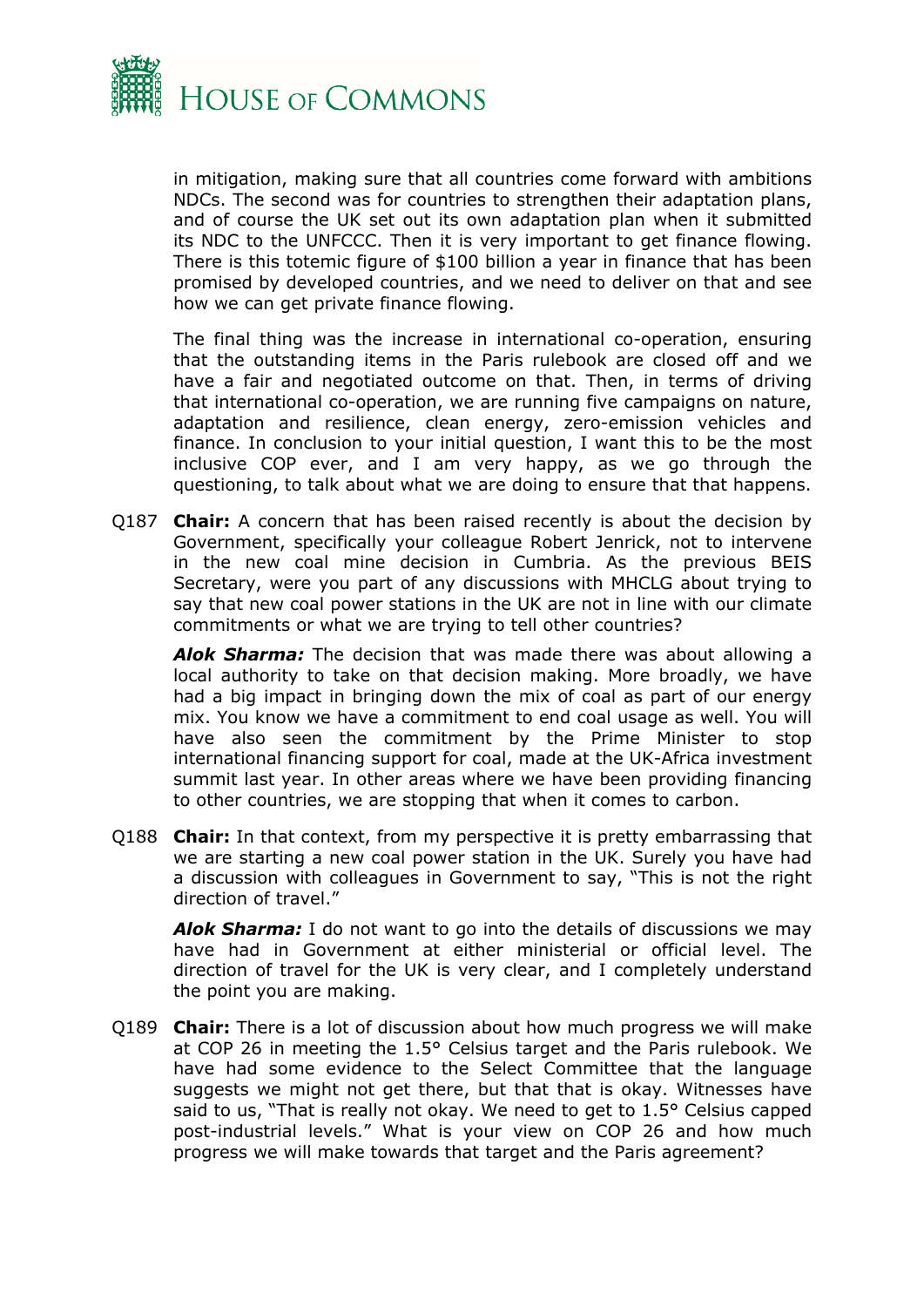in mitigation, making sure that all countries come forward with ambitions NDCs. The second was for countries to strengthen their adaptation plans, and of course the UK set out its own adaptation plan when it submitted its NDC to the UNFCCC. Then it is very important to get finance flowing. There is this totemic figure of $100 billion a year in finance that has been promised by developed countries, and we need to deliver on that and see how we can get private finance flowing.

The final thing was the increase in international co-operation, ensuring that the outstanding items in the Paris rulebook are closed off and we have a fair and negotiated outcome on that. Then, in terms of driving that international co-operation, we are running five campaigns on nature, adaptation and resilience, clean energy, zero-emission vehicles and finance. In conclusion to your initial question, I want this to be the most inclusive COP ever, and I am very happy, as we go through the questioning, to talk about what we are doing to ensure that that happens.

Q187 **Chair:** A concern that has been raised recently is about the decision by Government, specifically your colleague Robert Jenrick, not to intervene in the new coal mine decision in Cumbria. As the previous BEIS Secretary, were you part of any discussions with MHCLG about trying to say that new coal power stations in the UK are not in line with our climate commitments or what we are trying to tell other countries?

***Alok Sharma:*** The decision that was made there was about allowing a local authority to take on that decision making. More broadly, we have had a big impact in bringing down the mix of coal as part of our energy mix. You know we have a commitment to end coal usage as well. You will have also seen the commitment by the Prime Minister to stop international financing support for coal, made at the UK-Africa investment summit last year. In other areas where we have been providing financing to other countries, we are stopping that when it comes to carbon.

Q188 **Chair:** In that context, from my perspective it is pretty embarrassing that we are starting a new coal power station in the UK. Surely you have had a discussion with colleagues in Government to say, "This is not the right direction of travel."

***Alok Sharma:*** I do not want to go into the details of discussions we may have had in Government at either ministerial or official level. The direction of travel for the UK is very clear, and I completely understand the point you are making.

Q189 **Chair:** There is a lot of discussion about how much progress we will make at COP 26 in meeting the 1.5° Celsius target and the Paris rulebook. We have had some evidence to the Select Committee that the language suggests we might not get there, but that that is okay. Witnesses have said to us, "That is really not okay. We need to get to 1.5° Celsius capped post-industrial levels." What is your view on COP 26 and how much progress we will make towards that target and the Paris agreement?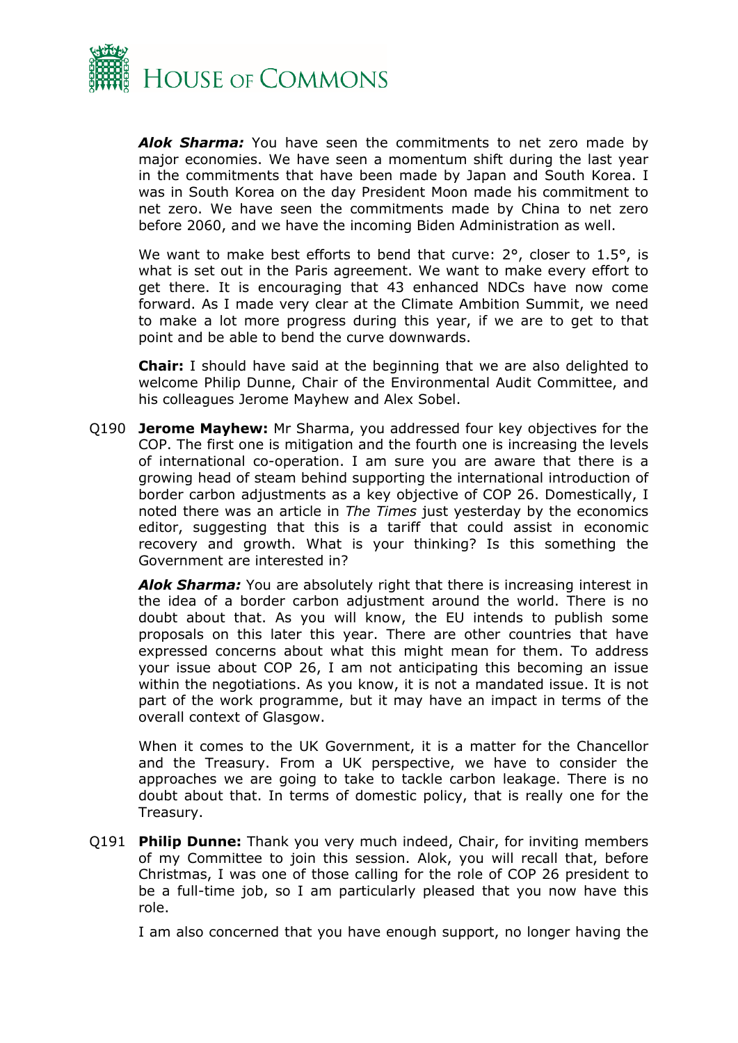***Alok Sharma:*** You have seen the commitments to net zero made by major economies. We have seen a momentum shift during the last year in the commitments that have been made by Japan and South Korea. I was in South Korea on the day President Moon made his commitment to net zero. We have seen the commitments made by China to net zero before 2060, and we have the incoming Biden Administration as well.

We want to make best efforts to bend that curve: 2°, closer to 1.5°, is what is set out in the Paris agreement. We want to make every effort to get there. It is encouraging that 43 enhanced NDCs have now come forward. As I made very clear at the Climate Ambition Summit, we need to make a lot more progress during this year, if we are to get to that point and be able to bend the curve downwards.

**Chair:** I should have said at the beginning that we are also delighted to welcome Philip Dunne, Chair of the Environmental Audit Committee, and his colleagues Jerome Mayhew and Alex Sobel.

Q190 **Jerome Mayhew:** Mr Sharma, you addressed four key objectives for the COP. The first one is mitigation and the fourth one is increasing the levels of international co-operation. I am sure you are aware that there is a growing head of steam behind supporting the international introduction of border carbon adjustments as a key objective of COP 26. Domestically, I noted there was an article in *The Times* just yesterday by the economics editor, suggesting that this is a tariff that could assist in economic recovery and growth. What is your thinking? Is this something the Government are interested in?

***Alok Sharma:*** You are absolutely right that there is increasing interest in the idea of a border carbon adjustment around the world. There is no doubt about that. As you will know, the EU intends to publish some proposals on this later this year. There are other countries that have expressed concerns about what this might mean for them. To address your issue about COP 26, I am not anticipating this becoming an issue within the negotiations. As you know, it is not a mandated issue. It is not part of the work programme, but it may have an impact in terms of the overall context of Glasgow.

When it comes to the UK Government, it is a matter for the Chancellor and the Treasury. From a UK perspective, we have to consider the approaches we are going to take to tackle carbon leakage. There is no doubt about that. In terms of domestic policy, that is really one for the Treasury.

Q191 **Philip Dunne:** Thank you very much indeed, Chair, for inviting members of my Committee to join this session. Alok, you will recall that, before Christmas, I was one of those calling for the role of COP 26 president to be a full-time job, so I am particularly pleased that you now have this role.

I am also concerned that you have enough support, no longer having the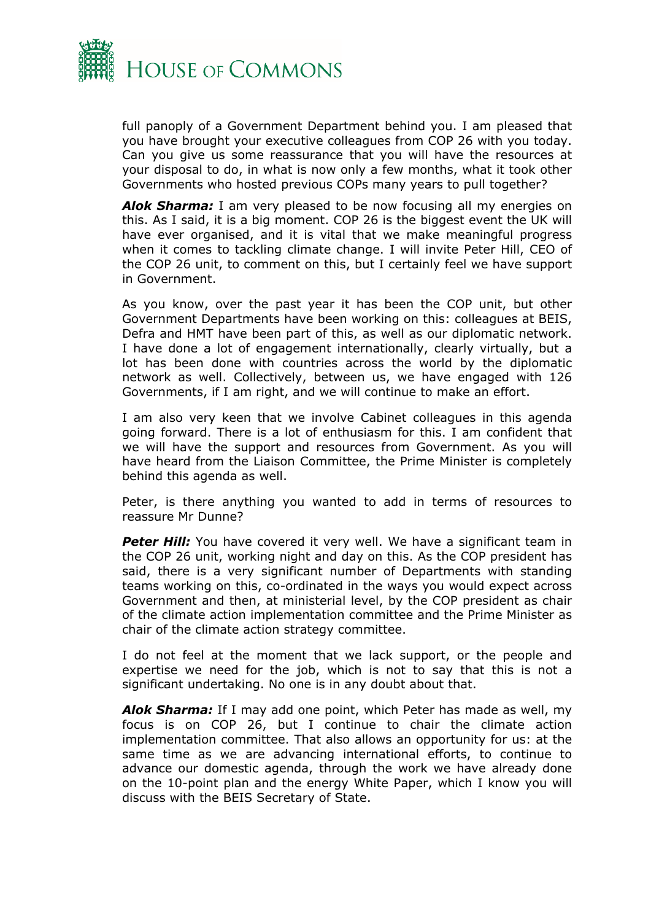full panoply of a Government Department behind you. I am pleased that you have brought your executive colleagues from COP 26 with you today. Can you give us some reassurance that you will have the resources at your disposal to do, in what is now only a few months, what it took other Governments who hosted previous COPs many years to pull together?

***Alok Sharma:*** I am very pleased to be now focusing all my energies on this. As I said, it is a big moment. COP 26 is the biggest event the UK will have ever organised, and it is vital that we make meaningful progress when it comes to tackling climate change. I will invite Peter Hill, CEO of the COP 26 unit, to comment on this, but I certainly feel we have support in Government.

As you know, over the past year it has been the COP unit, but other Government Departments have been working on this: colleagues at BEIS, Defra and HMT have been part of this, as well as our diplomatic network. I have done a lot of engagement internationally, clearly virtually, but a lot has been done with countries across the world by the diplomatic network as well. Collectively, between us, we have engaged with 126 Governments, if I am right, and we will continue to make an effort.

I am also very keen that we involve Cabinet colleagues in this agenda going forward. There is a lot of enthusiasm for this. I am confident that we will have the support and resources from Government. As you will have heard from the Liaison Committee, the Prime Minister is completely behind this agenda as well.

Peter, is there anything you wanted to add in terms of resources to reassure Mr Dunne?

***Peter Hill:*** You have covered it very well. We have a significant team in the COP 26 unit, working night and day on this. As the COP president has said, there is a very significant number of Departments with standing teams working on this, co-ordinated in the ways you would expect across Government and then, at ministerial level, by the COP president as chair of the climate action implementation committee and the Prime Minister as chair of the climate action strategy committee.

I do not feel at the moment that we lack support, or the people and expertise we need for the job, which is not to say that this is not a significant undertaking. No one is in any doubt about that.

***Alok Sharma:*** If I may add one point, which Peter has made as well, my focus is on COP 26, but I continue to chair the climate action implementation committee. That also allows an opportunity for us: at the same time as we are advancing international efforts, to continue to advance our domestic agenda, through the work we have already done on the 10-point plan and the energy White Paper, which I know you will discuss with the BEIS Secretary of State.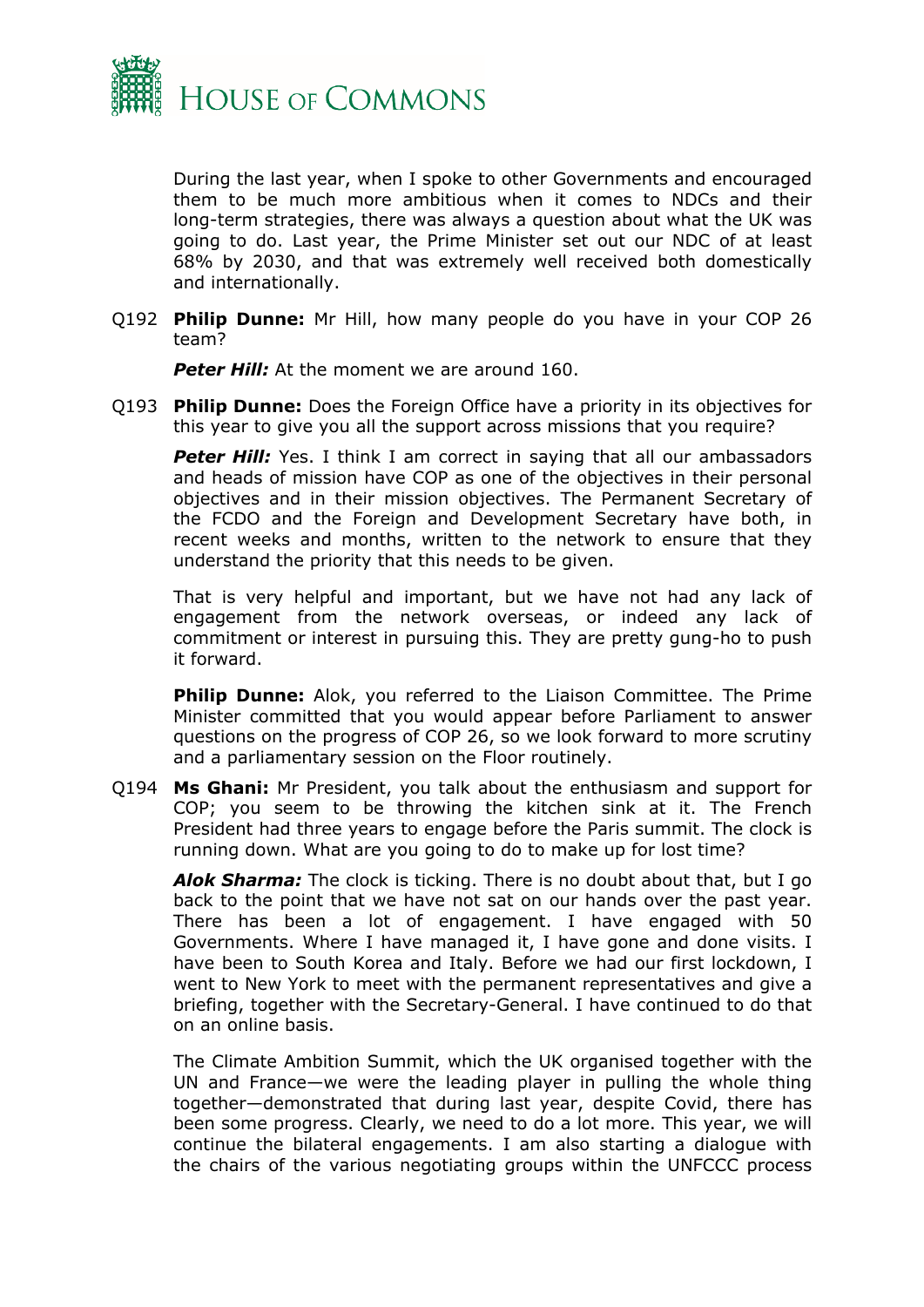During the last year, when I spoke to other Governments and encouraged them to be much more ambitious when it comes to NDCs and their long-term strategies, there was always a question about what the UK was going to do. Last year, the Prime Minister set out our NDC of at least 68% by 2030, and that was extremely well received both domestically and internationally.

Q192 **Philip Dunne:** Mr Hill, how many people do you have in your COP 26 team?

***Peter Hill:*** At the moment we are around 160.

Q193 **Philip Dunne:** Does the Foreign Office have a priority in its objectives for this year to give you all the support across missions that you require?

***Peter Hill:*** Yes. I think I am correct in saying that all our ambassadors and heads of mission have COP as one of the objectives in their personal objectives and in their mission objectives. The Permanent Secretary of the FCDO and the Foreign and Development Secretary have both, in recent weeks and months, written to the network to ensure that they understand the priority that this needs to be given.

That is very helpful and important, but we have not had any lack of engagement from the network overseas, or indeed any lack of commitment or interest in pursuing this. They are pretty gung-ho to push it forward.

**Philip Dunne:** Alok, you referred to the Liaison Committee. The Prime Minister committed that you would appear before Parliament to answer questions on the progress of COP 26, so we look forward to more scrutiny and a parliamentary session on the Floor routinely.

Q194 **Ms Ghani:** Mr President, you talk about the enthusiasm and support for COP; you seem to be throwing the kitchen sink at it. The French President had three years to engage before the Paris summit. The clock is running down. What are you going to do to make up for lost time?

***Alok Sharma:*** The clock is ticking. There is no doubt about that, but I go back to the point that we have not sat on our hands over the past year. There has been a lot of engagement. I have engaged with 50 Governments. Where I have managed it, I have gone and done visits. I have been to South Korea and Italy. Before we had our first lockdown, I went to New York to meet with the permanent representatives and give a briefing, together with the Secretary-General. I have continued to do that on an online basis.

The Climate Ambition Summit, which the UK organised together with the UN and France—we were the leading player in pulling the whole thing together—demonstrated that during last year, despite Covid, there has been some progress. Clearly, we need to do a lot more. This year, we will continue the bilateral engagements. I am also starting a dialogue with the chairs of the various negotiating groups within the UNFCCC process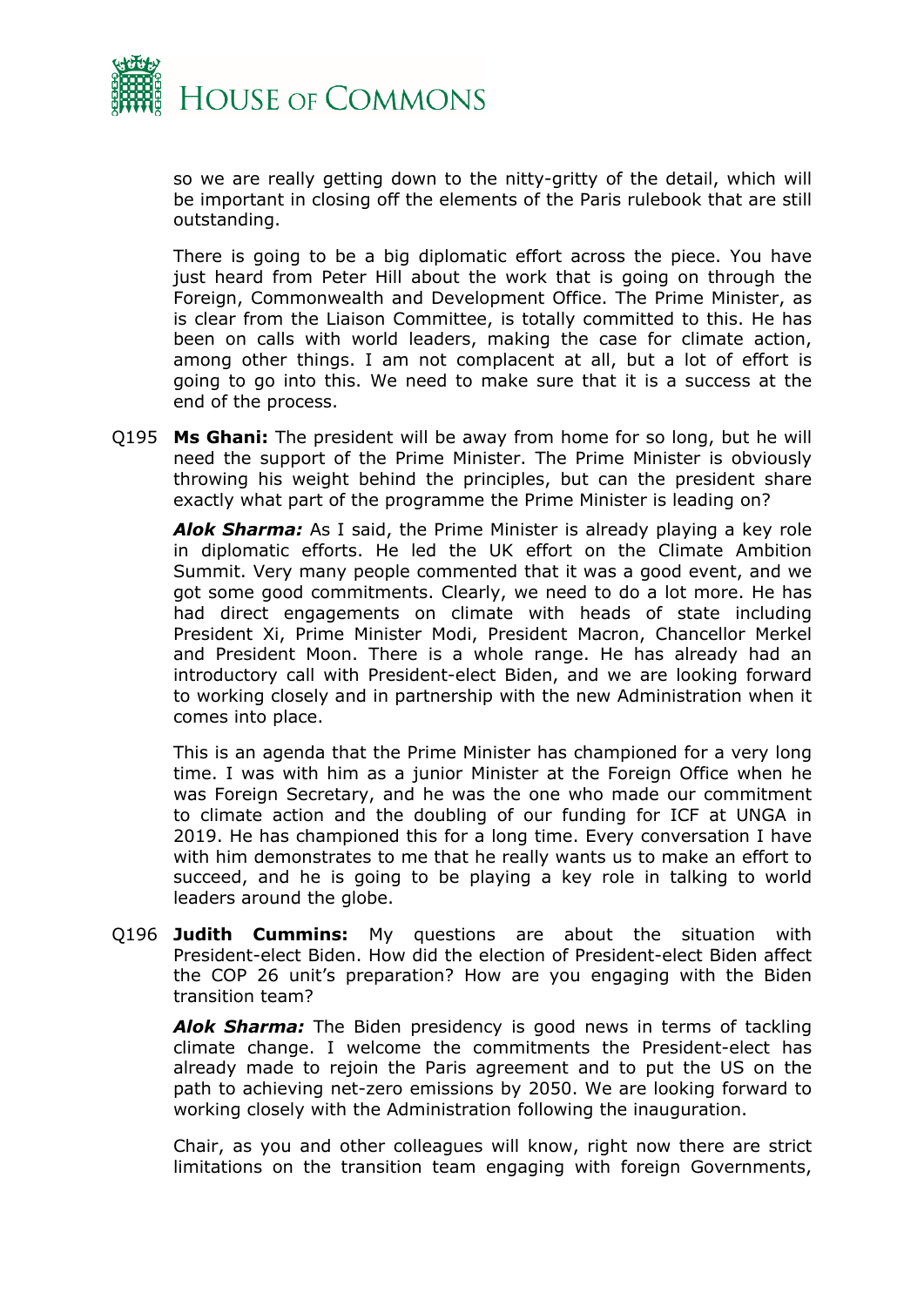so we are really getting down to the nitty-gritty of the detail, which will be important in closing off the elements of the Paris rulebook that are still outstanding.

There is going to be a big diplomatic effort across the piece. You have just heard from Peter Hill about the work that is going on through the Foreign, Commonwealth and Development Office. The Prime Minister, as is clear from the Liaison Committee, is totally committed to this. He has been on calls with world leaders, making the case for climate action, among other things. I am not complacent at all, but a lot of effort is going to go into this. We need to make sure that it is a success at the end of the process.

Q195 **Ms Ghani:** The president will be away from home for so long, but he will need the support of the Prime Minister. The Prime Minister is obviously throwing his weight behind the principles, but can the president share exactly what part of the programme the Prime Minister is leading on?

***Alok Sharma:*** As I said, the Prime Minister is already playing a key role in diplomatic efforts. He led the UK effort on the Climate Ambition Summit. Very many people commented that it was a good event, and we got some good commitments. Clearly, we need to do a lot more. He has had direct engagements on climate with heads of state including President Xi, Prime Minister Modi, President Macron, Chancellor Merkel and President Moon. There is a whole range. He has already had an introductory call with President-elect Biden, and we are looking forward to working closely and in partnership with the new Administration when it comes into place.

This is an agenda that the Prime Minister has championed for a very long time. I was with him as a junior Minister at the Foreign Office when he was Foreign Secretary, and he was the one who made our commitment to climate action and the doubling of our funding for ICF at UNGA in 2019. He has championed this for a long time. Every conversation I have with him demonstrates to me that he really wants us to make an effort to succeed, and he is going to be playing a key role in talking to world leaders around the globe.

Q196 **Judith Cummins:** My questions are about the situation with President-elect Biden. How did the election of President-elect Biden affect the COP 26 unit's preparation? How are you engaging with the Biden transition team?

***Alok Sharma:*** The Biden presidency is good news in terms of tackling climate change. I welcome the commitments the President-elect has already made to rejoin the Paris agreement and to put the US on the path to achieving net-zero emissions by 2050. We are looking forward to working closely with the Administration following the inauguration.

Chair, as you and other colleagues will know, right now there are strict limitations on the transition team engaging with foreign Governments,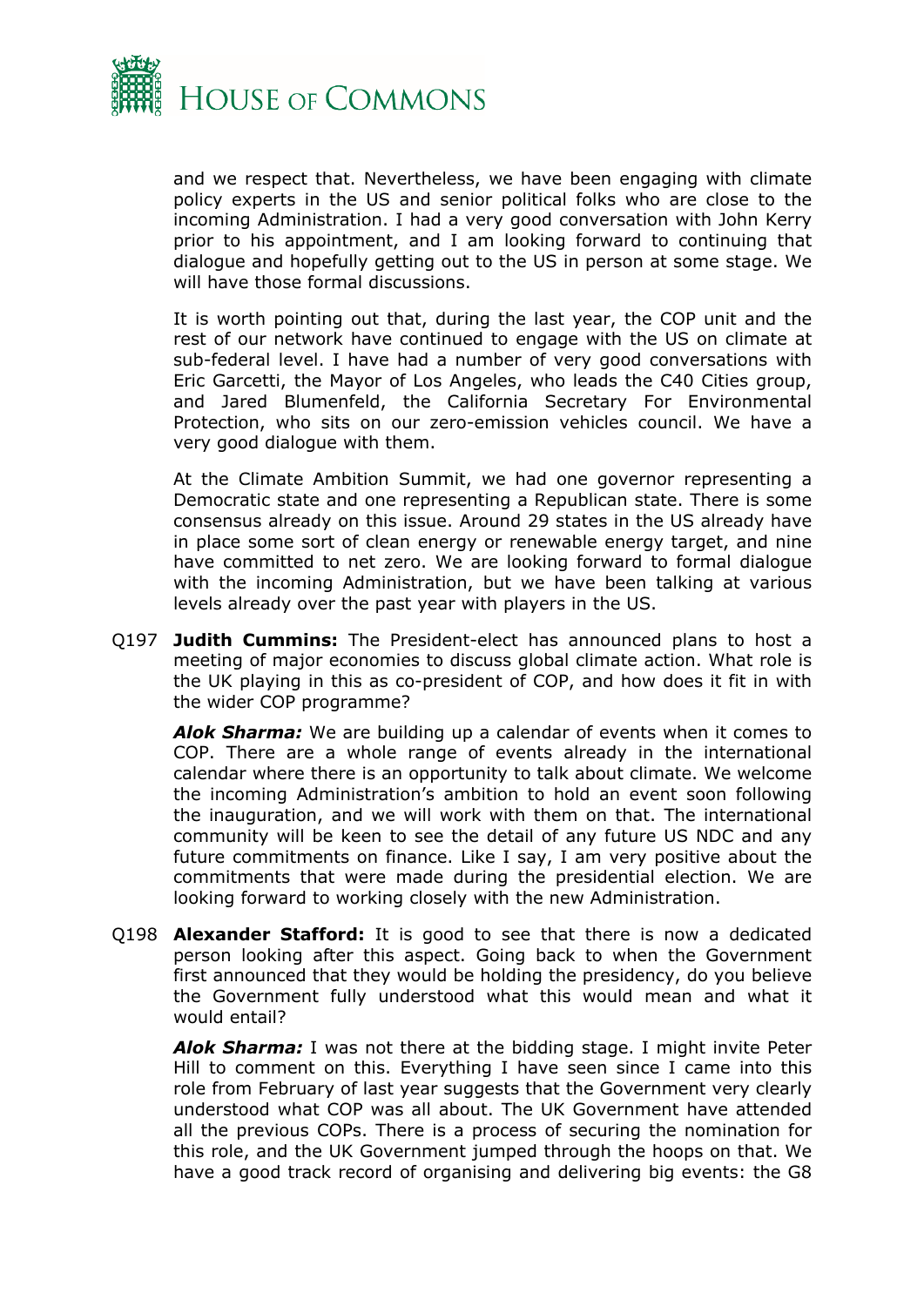and we respect that. Nevertheless, we have been engaging with climate policy experts in the US and senior political folks who are close to the incoming Administration. I had a very good conversation with John Kerry prior to his appointment, and I am looking forward to continuing that dialogue and hopefully getting out to the US in person at some stage. We will have those formal discussions.

It is worth pointing out that, during the last year, the COP unit and the rest of our network have continued to engage with the US on climate at sub-federal level. I have had a number of very good conversations with Eric Garcetti, the Mayor of Los Angeles, who leads the C40 Cities group, and Jared Blumenfeld, the California Secretary For Environmental Protection, who sits on our zero-emission vehicles council. We have a very good dialogue with them.

At the Climate Ambition Summit, we had one governor representing a Democratic state and one representing a Republican state. There is some consensus already on this issue. Around 29 states in the US already have in place some sort of clean energy or renewable energy target, and nine have committed to net zero. We are looking forward to formal dialogue with the incoming Administration, but we have been talking at various levels already over the past year with players in the US.

Q197 **Judith Cummins:** The President-elect has announced plans to host a meeting of major economies to discuss global climate action. What role is the UK playing in this as co-president of COP, and how does it fit in with the wider COP programme?

***Alok Sharma:*** We are building up a calendar of events when it comes to COP. There are a whole range of events already in the international calendar where there is an opportunity to talk about climate. We welcome the incoming Administration's ambition to hold an event soon following the inauguration, and we will work with them on that. The international community will be keen to see the detail of any future US NDC and any future commitments on finance. Like I say, I am very positive about the commitments that were made during the presidential election. We are looking forward to working closely with the new Administration.

Q198 **Alexander Stafford:** It is good to see that there is now a dedicated person looking after this aspect. Going back to when the Government first announced that they would be holding the presidency, do you believe the Government fully understood what this would mean and what it would entail?

***Alok Sharma:*** I was not there at the bidding stage. I might invite Peter Hill to comment on this. Everything I have seen since I came into this role from February of last year suggests that the Government very clearly understood what COP was all about. The UK Government have attended all the previous COPs. There is a process of securing the nomination for this role, and the UK Government jumped through the hoops on that. We have a good track record of organising and delivering big events: the G8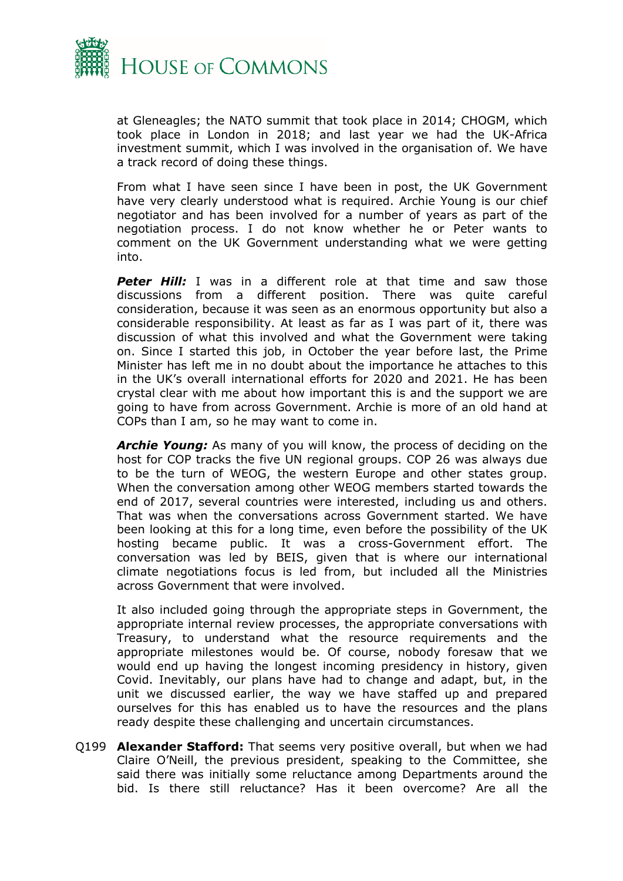at Gleneagles; the NATO summit that took place in 2014; CHOGM, which took place in London in 2018; and last year we had the UK-Africa investment summit, which I was involved in the organisation of. We have a track record of doing these things.

From what I have seen since I have been in post, the UK Government have very clearly understood what is required. Archie Young is our chief negotiator and has been involved for a number of years as part of the negotiation process. I do not know whether he or Peter wants to comment on the UK Government understanding what we were getting into.

***Peter Hill:*** I was in a different role at that time and saw those discussions from a different position. There was quite careful consideration, because it was seen as an enormous opportunity but also a considerable responsibility. At least as far as I was part of it, there was discussion of what this involved and what the Government were taking on. Since I started this job, in October the year before last, the Prime Minister has left me in no doubt about the importance he attaches to this in the UK's overall international efforts for 2020 and 2021. He has been crystal clear with me about how important this is and the support we are going to have from across Government. Archie is more of an old hand at COPs than I am, so he may want to come in.

***Archie Young:*** As many of you will know, the process of deciding on the host for COP tracks the five UN regional groups. COP 26 was always due to be the turn of WEOG, the western Europe and other states group. When the conversation among other WEOG members started towards the end of 2017, several countries were interested, including us and others. That was when the conversations across Government started. We have been looking at this for a long time, even before the possibility of the UK hosting became public. It was a cross-Government effort. The conversation was led by BEIS, given that is where our international climate negotiations focus is led from, but included all the Ministries across Government that were involved.

It also included going through the appropriate steps in Government, the appropriate internal review processes, the appropriate conversations with Treasury, to understand what the resource requirements and the appropriate milestones would be. Of course, nobody foresaw that we would end up having the longest incoming presidency in history, given Covid. Inevitably, our plans have had to change and adapt, but, in the unit we discussed earlier, the way we have staffed up and prepared ourselves for this has enabled us to have the resources and the plans ready despite these challenging and uncertain circumstances.

Q199 **Alexander Stafford:** That seems very positive overall, but when we had Claire O'Neill, the previous president, speaking to the Committee, she said there was initially some reluctance among Departments around the bid. Is there still reluctance? Has it been overcome? Are all the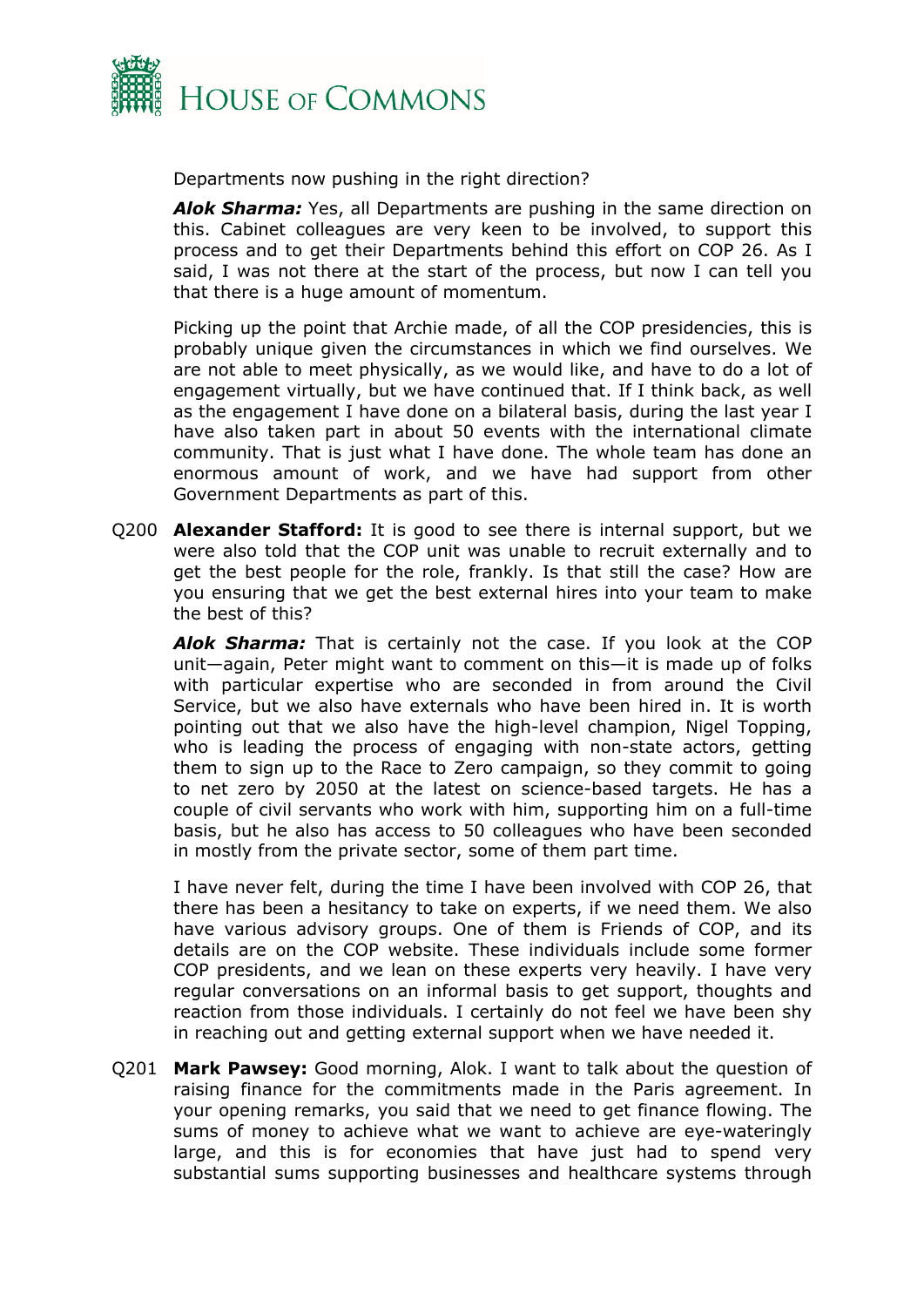Departments now pushing in the right direction?

***Alok Sharma:*** Yes, all Departments are pushing in the same direction on this. Cabinet colleagues are very keen to be involved, to support this process and to get their Departments behind this effort on COP 26. As I said, I was not there at the start of the process, but now I can tell you that there is a huge amount of momentum.

Picking up the point that Archie made, of all the COP presidencies, this is probably unique given the circumstances in which we find ourselves. We are not able to meet physically, as we would like, and have to do a lot of engagement virtually, but we have continued that. If I think back, as well as the engagement I have done on a bilateral basis, during the last year I have also taken part in about 50 events with the international climate community. That is just what I have done. The whole team has done an enormous amount of work, and we have had support from other Government Departments as part of this.

Q200 **Alexander Stafford:** It is good to see there is internal support, but we were also told that the COP unit was unable to recruit externally and to get the best people for the role, frankly. Is that still the case? How are you ensuring that we get the best external hires into your team to make the best of this?

***Alok Sharma:*** That is certainly not the case. If you look at the COP unit—again, Peter might want to comment on this—it is made up of folks with particular expertise who are seconded in from around the Civil Service, but we also have externals who have been hired in. It is worth pointing out that we also have the high-level champion, Nigel Topping, who is leading the process of engaging with non-state actors, getting them to sign up to the Race to Zero campaign, so they commit to going to net zero by 2050 at the latest on science-based targets. He has a couple of civil servants who work with him, supporting him on a full-time basis, but he also has access to 50 colleagues who have been seconded in mostly from the private sector, some of them part time.

I have never felt, during the time I have been involved with COP 26, that there has been a hesitancy to take on experts, if we need them. We also have various advisory groups. One of them is Friends of COP, and its details are on the COP website. These individuals include some former COP presidents, and we lean on these experts very heavily. I have very regular conversations on an informal basis to get support, thoughts and reaction from those individuals. I certainly do not feel we have been shy in reaching out and getting external support when we have needed it.

Q201 **Mark Pawsey:** Good morning, Alok. I want to talk about the question of raising finance for the commitments made in the Paris agreement. In your opening remarks, you said that we need to get finance flowing. The sums of money to achieve what we want to achieve are eye-wateringly large, and this is for economies that have just had to spend very substantial sums supporting businesses and healthcare systems through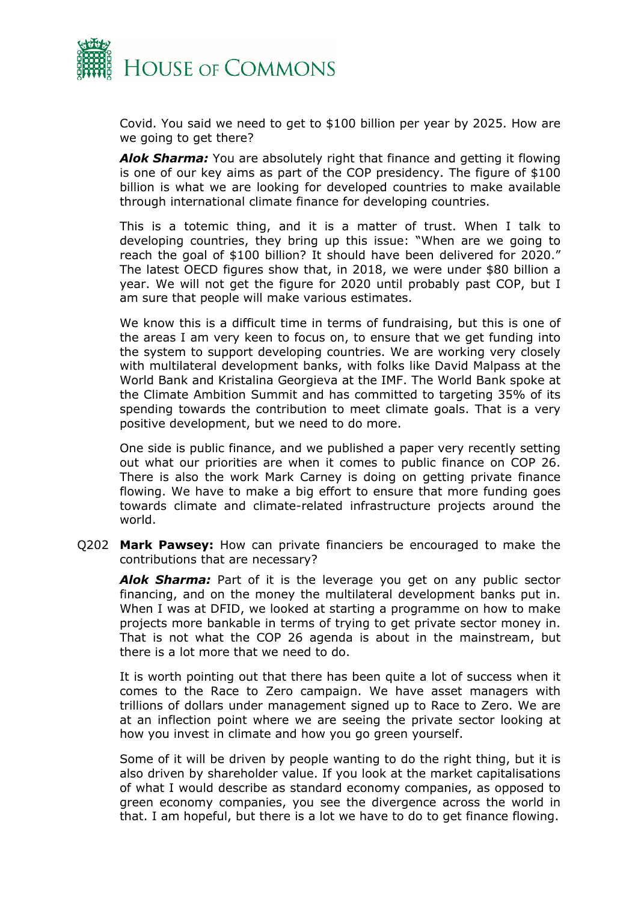Covid. You said we need to get to $100 billion per year by 2025. How are we going to get there?

***Alok Sharma:*** You are absolutely right that finance and getting it flowing is one of our key aims as part of the COP presidency. The figure of $100 billion is what we are looking for developed countries to make available through international climate finance for developing countries.

This is a totemic thing, and it is a matter of trust. When I talk to developing countries, they bring up this issue: "When are we going to reach the goal of $100 billion? It should have been delivered for 2020." The latest OECD figures show that, in 2018, we were under $80 billion a year. We will not get the figure for 2020 until probably past COP, but I am sure that people will make various estimates.

We know this is a difficult time in terms of fundraising, but this is one of the areas I am very keen to focus on, to ensure that we get funding into the system to support developing countries. We are working very closely with multilateral development banks, with folks like David Malpass at the World Bank and Kristalina Georgieva at the IMF. The World Bank spoke at the Climate Ambition Summit and has committed to targeting 35% of its spending towards the contribution to meet climate goals. That is a very positive development, but we need to do more.

One side is public finance, and we published a paper very recently setting out what our priorities are when it comes to public finance on COP 26. There is also the work Mark Carney is doing on getting private finance flowing. We have to make a big effort to ensure that more funding goes towards climate and climate-related infrastructure projects around the world.

Q202 **Mark Pawsey:** How can private financiers be encouraged to make the contributions that are necessary?

***Alok Sharma:*** Part of it is the leverage you get on any public sector financing, and on the money the multilateral development banks put in. When I was at DFID, we looked at starting a programme on how to make projects more bankable in terms of trying to get private sector money in. That is not what the COP 26 agenda is about in the mainstream, but there is a lot more that we need to do.

It is worth pointing out that there has been quite a lot of success when it comes to the Race to Zero campaign. We have asset managers with trillions of dollars under management signed up to Race to Zero. We are at an inflection point where we are seeing the private sector looking at how you invest in climate and how you go green yourself.

Some of it will be driven by people wanting to do the right thing, but it is also driven by shareholder value. If you look at the market capitalisations of what I would describe as standard economy companies, as opposed to green economy companies, you see the divergence across the world in that. I am hopeful, but there is a lot we have to do to get finance flowing.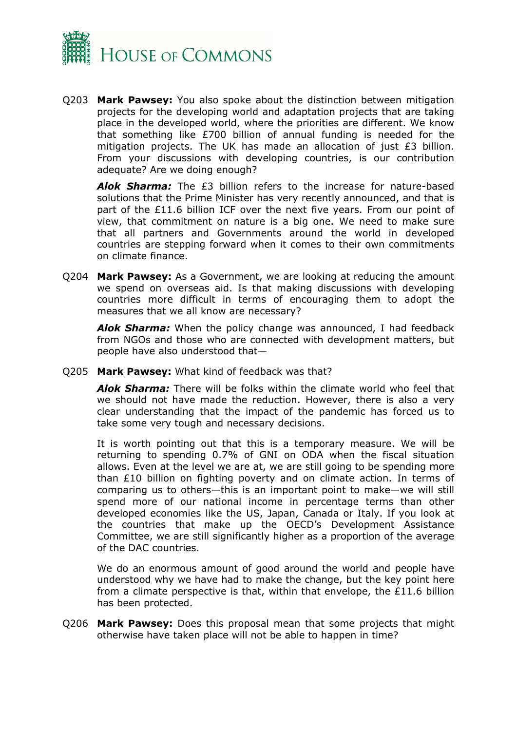Q203 **Mark Pawsey:** You also spoke about the distinction between mitigation projects for the developing world and adaptation projects that are taking place in the developed world, where the priorities are different. We know that something like £700 billion of annual funding is needed for the mitigation projects. The UK has made an allocation of just £3 billion. From your discussions with developing countries, is our contribution adequate? Are we doing enough?

***Alok Sharma:*** The £3 billion refers to the increase for nature-based solutions that the Prime Minister has very recently announced, and that is part of the £11.6 billion ICF over the next five years. From our point of view, that commitment on nature is a big one. We need to make sure that all partners and Governments around the world in developed countries are stepping forward when it comes to their own commitments on climate finance.

Q204 **Mark Pawsey:** As a Government, we are looking at reducing the amount we spend on overseas aid. Is that making discussions with developing countries more difficult in terms of encouraging them to adopt the measures that we all know are necessary?

***Alok Sharma:*** When the policy change was announced, I had feedback from NGOs and those who are connected with development matters, but people have also understood that—

Q205 **Mark Pawsey:** What kind of feedback was that?

***Alok Sharma:*** There will be folks within the climate world who feel that we should not have made the reduction. However, there is also a very clear understanding that the impact of the pandemic has forced us to take some very tough and necessary decisions.

It is worth pointing out that this is a temporary measure. We will be returning to spending 0.7% of GNI on ODA when the fiscal situation allows. Even at the level we are at, we are still going to be spending more than £10 billion on fighting poverty and on climate action. In terms of comparing us to others—this is an important point to make—we will still spend more of our national income in percentage terms than other developed economies like the US, Japan, Canada or Italy. If you look at the countries that make up the OECD's Development Assistance Committee, we are still significantly higher as a proportion of the average of the DAC countries.

We do an enormous amount of good around the world and people have understood why we have had to make the change, but the key point here from a climate perspective is that, within that envelope, the £11.6 billion has been protected.

Q206 **Mark Pawsey:** Does this proposal mean that some projects that might otherwise have taken place will not be able to happen in time?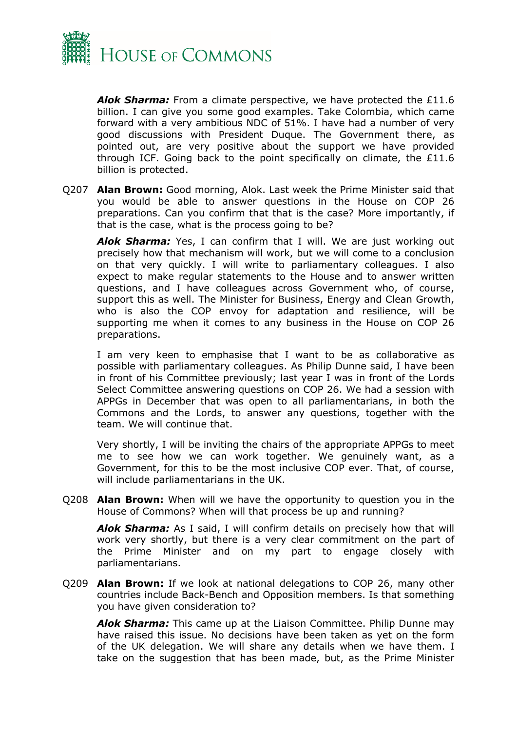***Alok Sharma:*** From a climate perspective, we have protected the £11.6 billion. I can give you some good examples. Take Colombia, which came forward with a very ambitious NDC of 51%. I have had a number of very good discussions with President Duque. The Government there, as pointed out, are very positive about the support we have provided through ICF. Going back to the point specifically on climate, the £11.6 billion is protected.

Q207 **Alan Brown:** Good morning, Alok. Last week the Prime Minister said that you would be able to answer questions in the House on COP 26 preparations. Can you confirm that that is the case? More importantly, if that is the case, what is the process going to be?

***Alok Sharma:*** Yes, I can confirm that I will. We are just working out precisely how that mechanism will work, but we will come to a conclusion on that very quickly. I will write to parliamentary colleagues. I also expect to make regular statements to the House and to answer written questions, and I have colleagues across Government who, of course, support this as well. The Minister for Business, Energy and Clean Growth, who is also the COP envoy for adaptation and resilience, will be supporting me when it comes to any business in the House on COP 26 preparations.

I am very keen to emphasise that I want to be as collaborative as possible with parliamentary colleagues. As Philip Dunne said, I have been in front of his Committee previously; last year I was in front of the Lords Select Committee answering questions on COP 26. We had a session with APPGs in December that was open to all parliamentarians, in both the Commons and the Lords, to answer any questions, together with the team. We will continue that.

Very shortly, I will be inviting the chairs of the appropriate APPGs to meet me to see how we can work together. We genuinely want, as a Government, for this to be the most inclusive COP ever. That, of course, will include parliamentarians in the UK.

Q208 **Alan Brown:** When will we have the opportunity to question you in the House of Commons? When will that process be up and running?

***Alok Sharma:*** As I said, I will confirm details on precisely how that will work very shortly, but there is a very clear commitment on the part of the Prime Minister and on my part to engage closely with parliamentarians.

Q209 **Alan Brown:** If we look at national delegations to COP 26, many other countries include Back-Bench and Opposition members. Is that something you have given consideration to?

***Alok Sharma:*** This came up at the Liaison Committee. Philip Dunne may have raised this issue. No decisions have been taken as yet on the form of the UK delegation. We will share any details when we have them. I take on the suggestion that has been made, but, as the Prime Minister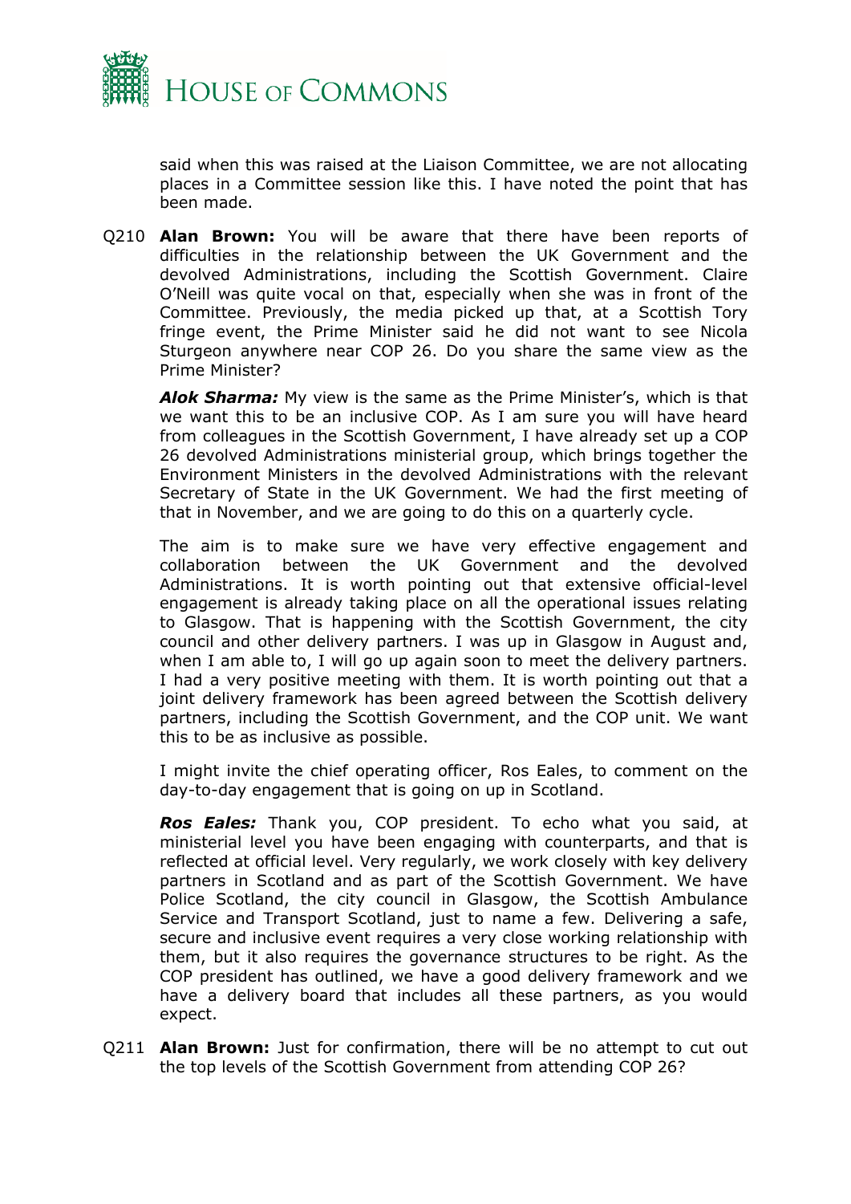said when this was raised at the Liaison Committee, we are not allocating places in a Committee session like this. I have noted the point that has been made.

Q210 **Alan Brown:** You will be aware that there have been reports of difficulties in the relationship between the UK Government and the devolved Administrations, including the Scottish Government. Claire O'Neill was quite vocal on that, especially when she was in front of the Committee. Previously, the media picked up that, at a Scottish Tory fringe event, the Prime Minister said he did not want to see Nicola Sturgeon anywhere near COP 26. Do you share the same view as the Prime Minister?

***Alok Sharma:*** My view is the same as the Prime Minister's, which is that we want this to be an inclusive COP. As I am sure you will have heard from colleagues in the Scottish Government, I have already set up a COP 26 devolved Administrations ministerial group, which brings together the Environment Ministers in the devolved Administrations with the relevant Secretary of State in the UK Government. We had the first meeting of that in November, and we are going to do this on a quarterly cycle.

The aim is to make sure we have very effective engagement and collaboration between the UK Government and the devolved Administrations. It is worth pointing out that extensive official-level engagement is already taking place on all the operational issues relating to Glasgow. That is happening with the Scottish Government, the city council and other delivery partners. I was up in Glasgow in August and, when I am able to, I will go up again soon to meet the delivery partners. I had a very positive meeting with them. It is worth pointing out that a joint delivery framework has been agreed between the Scottish delivery partners, including the Scottish Government, and the COP unit. We want this to be as inclusive as possible.

I might invite the chief operating officer, Ros Eales, to comment on the day-to-day engagement that is going on up in Scotland.

***Ros Eales:*** Thank you, COP president. To echo what you said, at ministerial level you have been engaging with counterparts, and that is reflected at official level. Very regularly, we work closely with key delivery partners in Scotland and as part of the Scottish Government. We have Police Scotland, the city council in Glasgow, the Scottish Ambulance Service and Transport Scotland, just to name a few. Delivering a safe, secure and inclusive event requires a very close working relationship with them, but it also requires the governance structures to be right. As the COP president has outlined, we have a good delivery framework and we have a delivery board that includes all these partners, as you would expect.

Q211 **Alan Brown:** Just for confirmation, there will be no attempt to cut out the top levels of the Scottish Government from attending COP 26?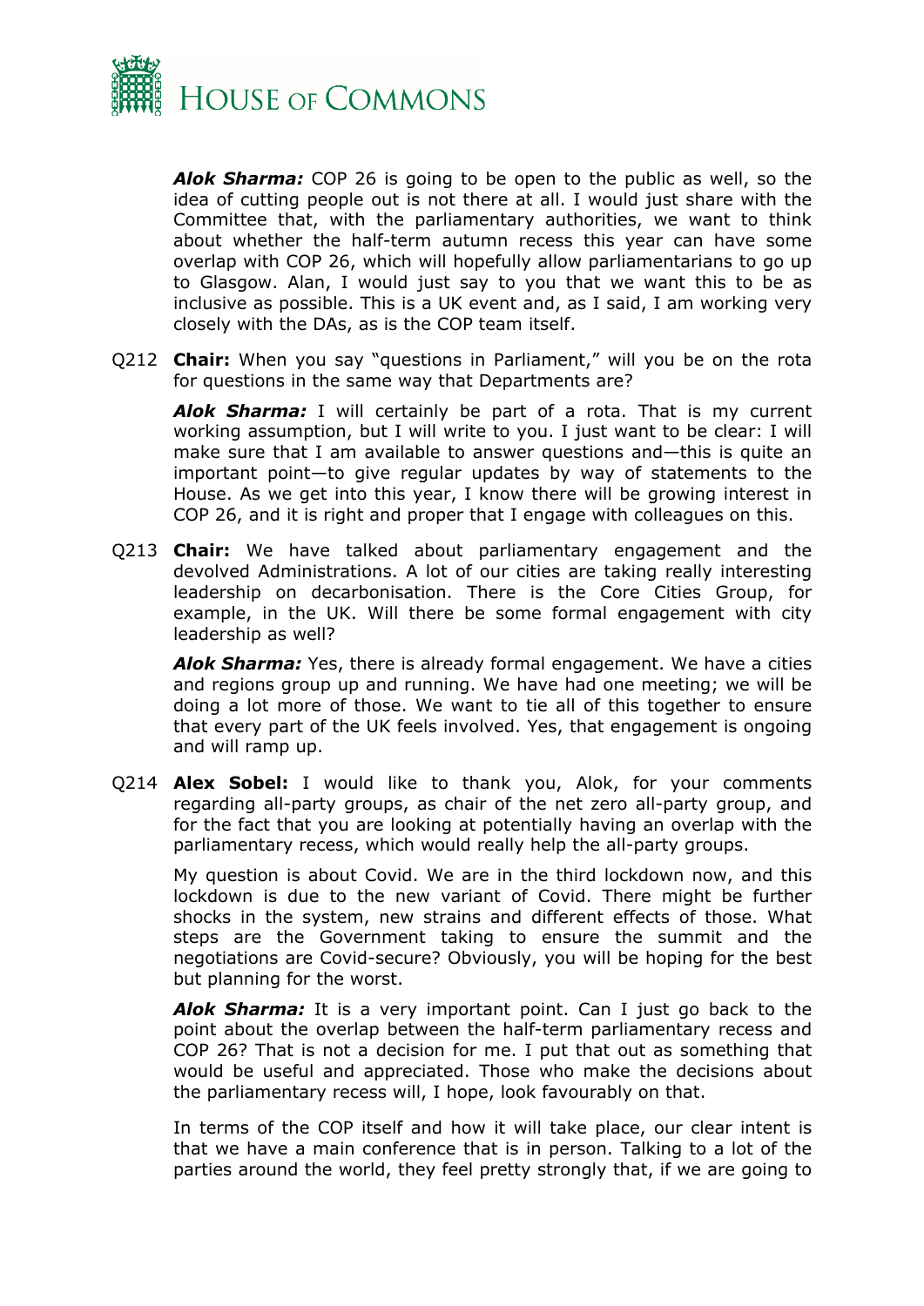***Alok Sharma:*** COP 26 is going to be open to the public as well, so the idea of cutting people out is not there at all. I would just share with the Committee that, with the parliamentary authorities, we want to think about whether the half-term autumn recess this year can have some overlap with COP 26, which will hopefully allow parliamentarians to go up to Glasgow. Alan, I would just say to you that we want this to be as inclusive as possible. This is a UK event and, as I said, I am working very closely with the DAs, as is the COP team itself.

Q212 **Chair:** When you say "questions in Parliament," will you be on the rota for questions in the same way that Departments are?

***Alok Sharma:*** I will certainly be part of a rota. That is my current working assumption, but I will write to you. I just want to be clear: I will make sure that I am available to answer questions and—this is quite an important point—to give regular updates by way of statements to the House. As we get into this year, I know there will be growing interest in COP 26, and it is right and proper that I engage with colleagues on this.

Q213 **Chair:** We have talked about parliamentary engagement and the devolved Administrations. A lot of our cities are taking really interesting leadership on decarbonisation. There is the Core Cities Group, for example, in the UK. Will there be some formal engagement with city leadership as well?

***Alok Sharma:*** Yes, there is already formal engagement. We have a cities and regions group up and running. We have had one meeting; we will be doing a lot more of those. We want to tie all of this together to ensure that every part of the UK feels involved. Yes, that engagement is ongoing and will ramp up.

Q214 **Alex Sobel:** I would like to thank you, Alok, for your comments regarding all-party groups, as chair of the net zero all-party group, and for the fact that you are looking at potentially having an overlap with the parliamentary recess, which would really help the all-party groups.

My question is about Covid. We are in the third lockdown now, and this lockdown is due to the new variant of Covid. There might be further shocks in the system, new strains and different effects of those. What steps are the Government taking to ensure the summit and the negotiations are Covid-secure? Obviously, you will be hoping for the best but planning for the worst.

***Alok Sharma:*** It is a very important point. Can I just go back to the point about the overlap between the half-term parliamentary recess and COP 26? That is not a decision for me. I put that out as something that would be useful and appreciated. Those who make the decisions about the parliamentary recess will, I hope, look favourably on that.

In terms of the COP itself and how it will take place, our clear intent is that we have a main conference that is in person. Talking to a lot of the parties around the world, they feel pretty strongly that, if we are going to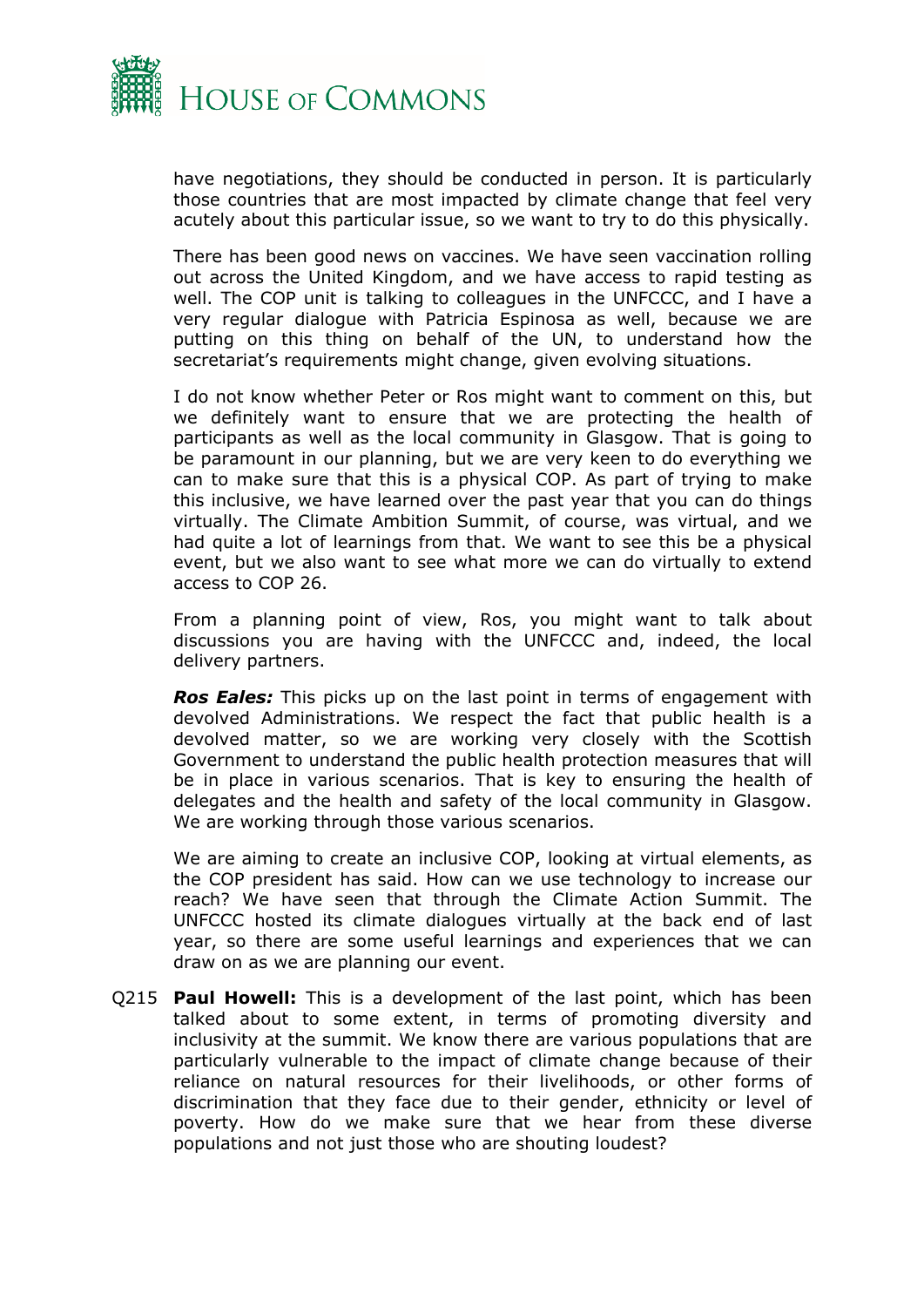have negotiations, they should be conducted in person. It is particularly those countries that are most impacted by climate change that feel very acutely about this particular issue, so we want to try to do this physically.

There has been good news on vaccines. We have seen vaccination rolling out across the United Kingdom, and we have access to rapid testing as well. The COP unit is talking to colleagues in the UNFCCC, and I have a very regular dialogue with Patricia Espinosa as well, because we are putting on this thing on behalf of the UN, to understand how the secretariat's requirements might change, given evolving situations.

I do not know whether Peter or Ros might want to comment on this, but we definitely want to ensure that we are protecting the health of participants as well as the local community in Glasgow. That is going to be paramount in our planning, but we are very keen to do everything we can to make sure that this is a physical COP. As part of trying to make this inclusive, we have learned over the past year that you can do things virtually. The Climate Ambition Summit, of course, was virtual, and we had quite a lot of learnings from that. We want to see this be a physical event, but we also want to see what more we can do virtually to extend access to COP 26.

From a planning point of view, Ros, you might want to talk about discussions you are having with the UNFCCC and, indeed, the local delivery partners.

***Ros Eales:*** This picks up on the last point in terms of engagement with devolved Administrations. We respect the fact that public health is a devolved matter, so we are working very closely with the Scottish Government to understand the public health protection measures that will be in place in various scenarios. That is key to ensuring the health of delegates and the health and safety of the local community in Glasgow. We are working through those various scenarios.

We are aiming to create an inclusive COP, looking at virtual elements, as the COP president has said. How can we use technology to increase our reach? We have seen that through the Climate Action Summit. The UNFCCC hosted its climate dialogues virtually at the back end of last year, so there are some useful learnings and experiences that we can draw on as we are planning our event.

Q215 **Paul Howell:** This is a development of the last point, which has been talked about to some extent, in terms of promoting diversity and inclusivity at the summit. We know there are various populations that are particularly vulnerable to the impact of climate change because of their reliance on natural resources for their livelihoods, or other forms of discrimination that they face due to their gender, ethnicity or level of poverty. How do we make sure that we hear from these diverse populations and not just those who are shouting loudest?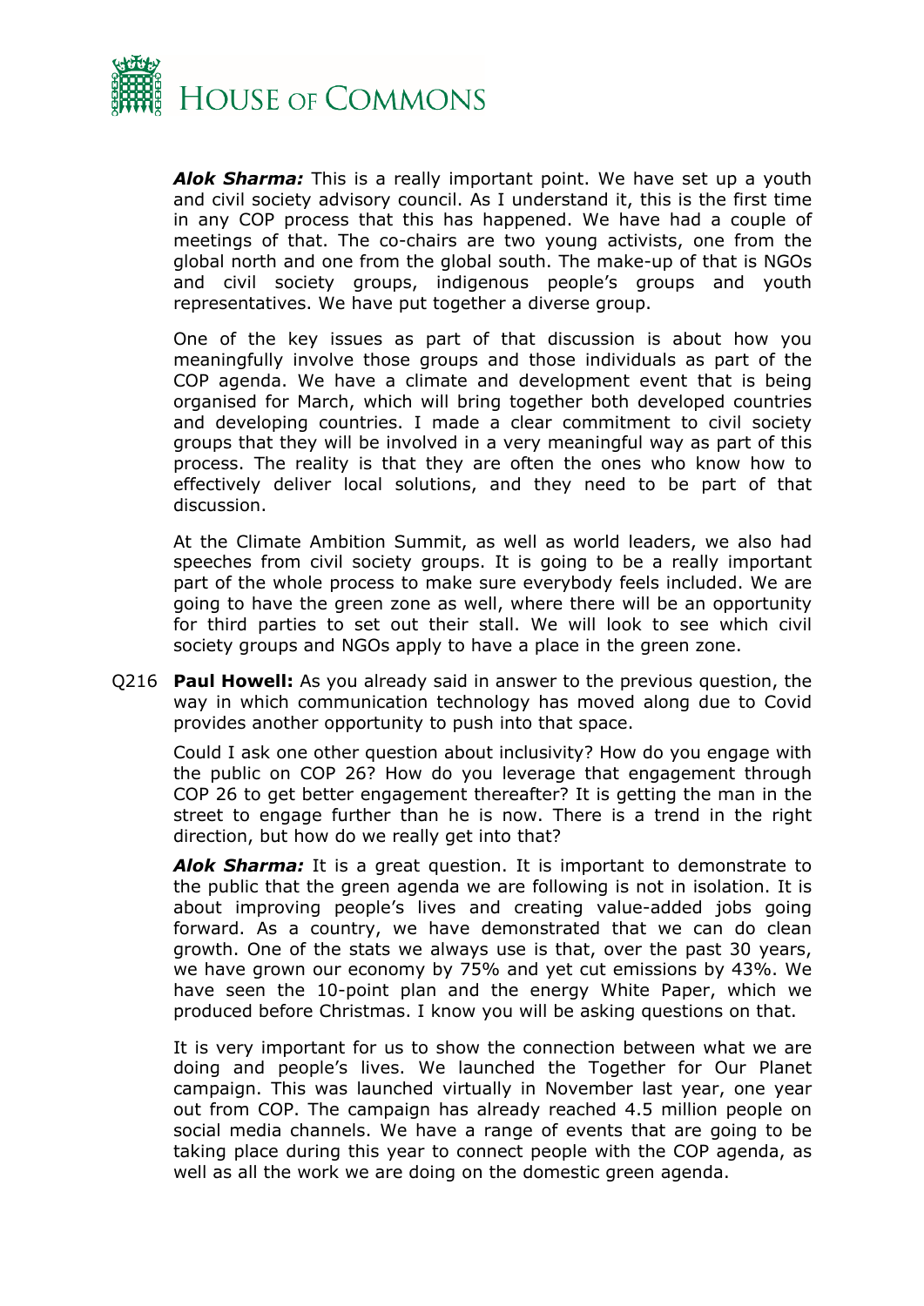***Alok Sharma:*** This is a really important point. We have set up a youth and civil society advisory council. As I understand it, this is the first time in any COP process that this has happened. We have had a couple of meetings of that. The co-chairs are two young activists, one from the global north and one from the global south. The make-up of that is NGOs and civil society groups, indigenous people's groups and youth representatives. We have put together a diverse group.

One of the key issues as part of that discussion is about how you meaningfully involve those groups and those individuals as part of the COP agenda. We have a climate and development event that is being organised for March, which will bring together both developed countries and developing countries. I made a clear commitment to civil society groups that they will be involved in a very meaningful way as part of this process. The reality is that they are often the ones who know how to effectively deliver local solutions, and they need to be part of that discussion.

At the Climate Ambition Summit, as well as world leaders, we also had speeches from civil society groups. It is going to be a really important part of the whole process to make sure everybody feels included. We are going to have the green zone as well, where there will be an opportunity for third parties to set out their stall. We will look to see which civil society groups and NGOs apply to have a place in the green zone.

Q216 **Paul Howell:** As you already said in answer to the previous question, the way in which communication technology has moved along due to Covid provides another opportunity to push into that space.

Could I ask one other question about inclusivity? How do you engage with the public on COP 26? How do you leverage that engagement through COP 26 to get better engagement thereafter? It is getting the man in the street to engage further than he is now. There is a trend in the right direction, but how do we really get into that?

***Alok Sharma:*** It is a great question. It is important to demonstrate to the public that the green agenda we are following is not in isolation. It is about improving people's lives and creating value-added jobs going forward. As a country, we have demonstrated that we can do clean growth. One of the stats we always use is that, over the past 30 years, we have grown our economy by 75% and yet cut emissions by 43%. We have seen the 10-point plan and the energy White Paper, which we produced before Christmas. I know you will be asking questions on that.

It is very important for us to show the connection between what we are doing and people's lives. We launched the Together for Our Planet campaign. This was launched virtually in November last year, one year out from COP. The campaign has already reached 4.5 million people on social media channels. We have a range of events that are going to be taking place during this year to connect people with the COP agenda, as well as all the work we are doing on the domestic green agenda.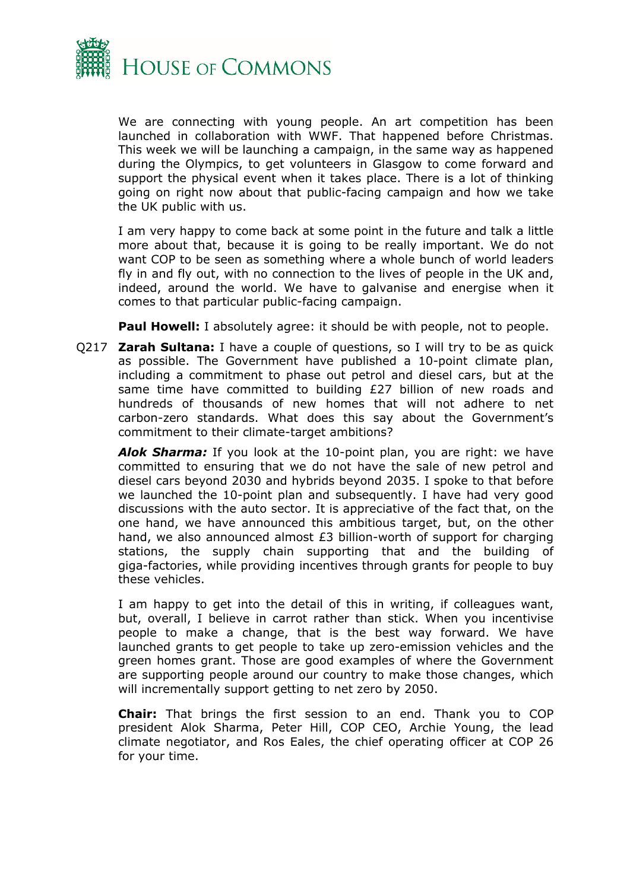We are connecting with young people. An art competition has been launched in collaboration with WWF. That happened before Christmas. This week we will be launching a campaign, in the same way as happened during the Olympics, to get volunteers in Glasgow to come forward and support the physical event when it takes place. There is a lot of thinking going on right now about that public-facing campaign and how we take the UK public with us.

I am very happy to come back at some point in the future and talk a little more about that, because it is going to be really important. We do not want COP to be seen as something where a whole bunch of world leaders fly in and fly out, with no connection to the lives of people in the UK and, indeed, around the world. We have to galvanise and energise when it comes to that particular public-facing campaign.

**Paul Howell:** I absolutely agree: it should be with people, not to people.

Q217 **Zarah Sultana:** I have a couple of questions, so I will try to be as quick as possible. The Government have published a 10-point climate plan, including a commitment to phase out petrol and diesel cars, but at the same time have committed to building £27 billion of new roads and hundreds of thousands of new homes that will not adhere to net carbon-zero standards. What does this say about the Government's commitment to their climate-target ambitions?

***Alok Sharma:*** If you look at the 10-point plan, you are right: we have committed to ensuring that we do not have the sale of new petrol and diesel cars beyond 2030 and hybrids beyond 2035. I spoke to that before we launched the 10-point plan and subsequently. I have had very good discussions with the auto sector. It is appreciative of the fact that, on the one hand, we have announced this ambitious target, but, on the other hand, we also announced almost £3 billion-worth of support for charging stations, the supply chain supporting that and the building of giga-factories, while providing incentives through grants for people to buy these vehicles.

I am happy to get into the detail of this in writing, if colleagues want, but, overall, I believe in carrot rather than stick. When you incentivise people to make a change, that is the best way forward. We have launched grants to get people to take up zero-emission vehicles and the green homes grant. Those are good examples of where the Government are supporting people around our country to make those changes, which will incrementally support getting to net zero by 2050.

**Chair:** That brings the first session to an end. Thank you to COP president Alok Sharma, Peter Hill, COP CEO, Archie Young, the lead climate negotiator, and Ros Eales, the chief operating officer at COP 26 for your time.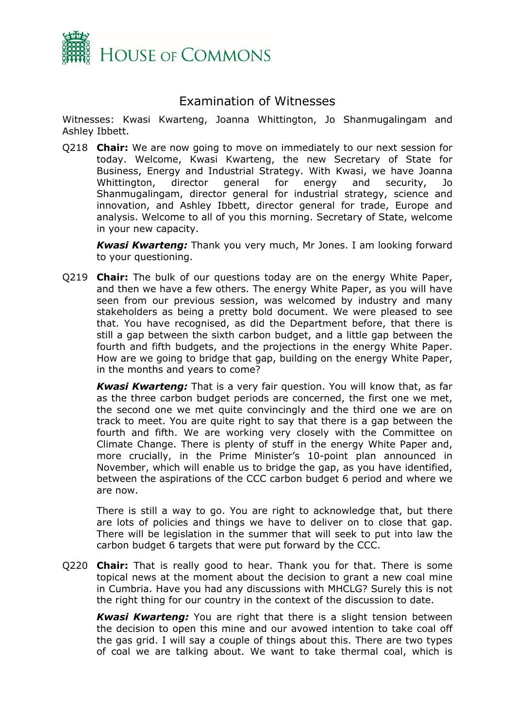# Examination of Witnesses

Witnesses: Kwasi Kwarteng, Joanna Whittington, Jo Shanmugalingam and Ashley Ibbett.

Q218 **Chair:** We are now going to move on immediately to our next session for today. Welcome, Kwasi Kwarteng, the new Secretary of State for Business, Energy and Industrial Strategy. With Kwasi, we have Joanna Whittington, director general for energy and security, Jo Shanmugalingam, director general for industrial strategy, science and innovation, and Ashley Ibbett, director general for trade, Europe and analysis. Welcome to all of you this morning. Secretary of State, welcome in your new capacity.

***Kwasi Kwarteng:*** Thank you very much, Mr Jones. I am looking forward to your questioning.

Q219 **Chair:** The bulk of our questions today are on the energy White Paper, and then we have a few others. The energy White Paper, as you will have seen from our previous session, was welcomed by industry and many stakeholders as being a pretty bold document. We were pleased to see that. You have recognised, as did the Department before, that there is still a gap between the sixth carbon budget, and a little gap between the fourth and fifth budgets, and the projections in the energy White Paper. How are we going to bridge that gap, building on the energy White Paper, in the months and years to come?

***Kwasi Kwarteng:*** That is a very fair question. You will know that, as far as the three carbon budget periods are concerned, the first one we met, the second one we met quite convincingly and the third one we are on track to meet. You are quite right to say that there is a gap between the fourth and fifth. We are working very closely with the Committee on Climate Change. There is plenty of stuff in the energy White Paper and, more crucially, in the Prime Minister's 10-point plan announced in November, which will enable us to bridge the gap, as you have identified, between the aspirations of the CCC carbon budget 6 period and where we are now.

There is still a way to go. You are right to acknowledge that, but there are lots of policies and things we have to deliver on to close that gap. There will be legislation in the summer that will seek to put into law the carbon budget 6 targets that were put forward by the CCC.

Q220 **Chair:** That is really good to hear. Thank you for that. There is some topical news at the moment about the decision to grant a new coal mine in Cumbria. Have you had any discussions with MHCLG? Surely this is not the right thing for our country in the context of the discussion to date.

***Kwasi Kwarteng:*** You are right that there is a slight tension between the decision to open this mine and our avowed intention to take coal off the gas grid. I will say a couple of things about this. There are two types of coal we are talking about. We want to take thermal coal, which is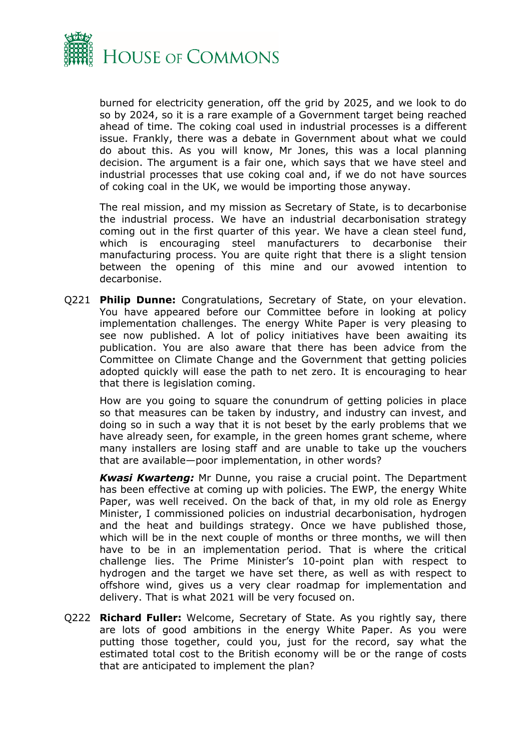burned for electricity generation, off the grid by 2025, and we look to do so by 2024, so it is a rare example of a Government target being reached ahead of time. The coking coal used in industrial processes is a different issue. Frankly, there was a debate in Government about what we could do about this. As you will know, Mr Jones, this was a local planning decision. The argument is a fair one, which says that we have steel and industrial processes that use coking coal and, if we do not have sources of coking coal in the UK, we would be importing those anyway.

The real mission, and my mission as Secretary of State, is to decarbonise the industrial process. We have an industrial decarbonisation strategy coming out in the first quarter of this year. We have a clean steel fund, which is encouraging steel manufacturers to decarbonise their manufacturing process. You are quite right that there is a slight tension between the opening of this mine and our avowed intention to decarbonise.

Q221 **Philip Dunne:** Congratulations, Secretary of State, on your elevation. You have appeared before our Committee before in looking at policy implementation challenges. The energy White Paper is very pleasing to see now published. A lot of policy initiatives have been awaiting its publication. You are also aware that there has been advice from the Committee on Climate Change and the Government that getting policies adopted quickly will ease the path to net zero. It is encouraging to hear that there is legislation coming.

How are you going to square the conundrum of getting policies in place so that measures can be taken by industry, and industry can invest, and doing so in such a way that it is not beset by the early problems that we have already seen, for example, in the green homes grant scheme, where many installers are losing staff and are unable to take up the vouchers that are available—poor implementation, in other words?

***Kwasi Kwarteng:*** Mr Dunne, you raise a crucial point. The Department has been effective at coming up with policies. The EWP, the energy White Paper, was well received. On the back of that, in my old role as Energy Minister, I commissioned policies on industrial decarbonisation, hydrogen and the heat and buildings strategy. Once we have published those, which will be in the next couple of months or three months, we will then have to be in an implementation period. That is where the critical challenge lies. The Prime Minister's 10-point plan with respect to hydrogen and the target we have set there, as well as with respect to offshore wind, gives us a very clear roadmap for implementation and delivery. That is what 2021 will be very focused on.

Q222 **Richard Fuller:** Welcome, Secretary of State. As you rightly say, there are lots of good ambitions in the energy White Paper. As you were putting those together, could you, just for the record, say what the estimated total cost to the British economy will be or the range of costs that are anticipated to implement the plan?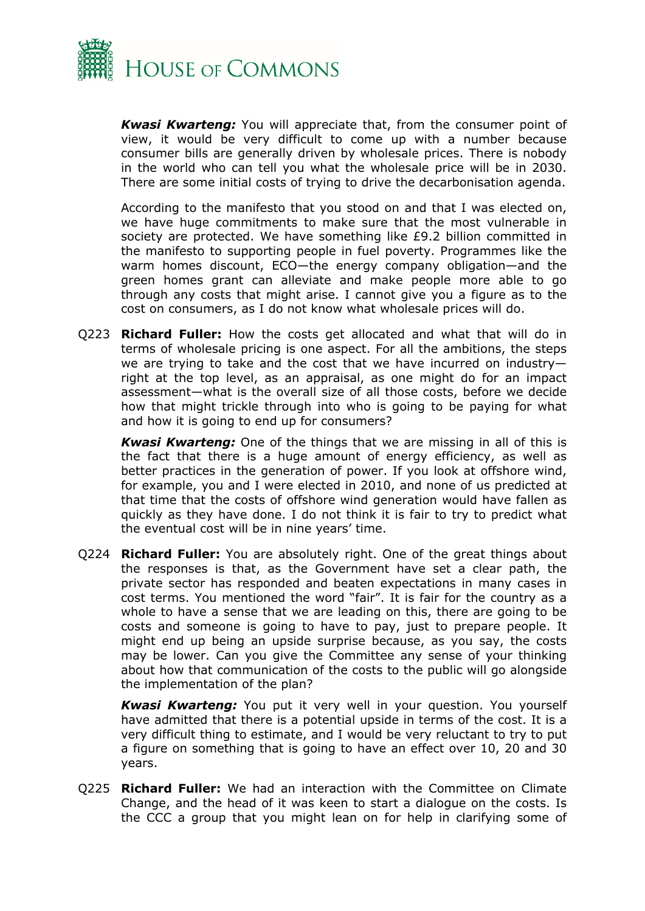***Kwasi Kwarteng:*** You will appreciate that, from the consumer point of view, it would be very difficult to come up with a number because consumer bills are generally driven by wholesale prices. There is nobody in the world who can tell you what the wholesale price will be in 2030. There are some initial costs of trying to drive the decarbonisation agenda.

According to the manifesto that you stood on and that I was elected on, we have huge commitments to make sure that the most vulnerable in society are protected. We have something like £9.2 billion committed in the manifesto to supporting people in fuel poverty. Programmes like the warm homes discount, ECO—the energy company obligation—and the green homes grant can alleviate and make people more able to go through any costs that might arise. I cannot give you a figure as to the cost on consumers, as I do not know what wholesale prices will do.

Q223 **Richard Fuller:** How the costs get allocated and what that will do in terms of wholesale pricing is one aspect. For all the ambitions, the steps we are trying to take and the cost that we have incurred on industry—right at the top level, as an appraisal, as one might do for an impact assessment—what is the overall size of all those costs, before we decide how that might trickle through into who is going to be paying for what and how it is going to end up for consumers?

***Kwasi Kwarteng:*** One of the things that we are missing in all of this is the fact that there is a huge amount of energy efficiency, as well as better practices in the generation of power. If you look at offshore wind, for example, you and I were elected in 2010, and none of us predicted at that time that the costs of offshore wind generation would have fallen as quickly as they have done. I do not think it is fair to try to predict what the eventual cost will be in nine years' time.

Q224 **Richard Fuller:** You are absolutely right. One of the great things about the responses is that, as the Government have set a clear path, the private sector has responded and beaten expectations in many cases in cost terms. You mentioned the word "fair". It is fair for the country as a whole to have a sense that we are leading on this, there are going to be costs and someone is going to have to pay, just to prepare people. It might end up being an upside surprise because, as you say, the costs may be lower. Can you give the Committee any sense of your thinking about how that communication of the costs to the public will go alongside the implementation of the plan?

***Kwasi Kwarteng:*** You put it very well in your question. You yourself have admitted that there is a potential upside in terms of the cost. It is a very difficult thing to estimate, and I would be very reluctant to try to put a figure on something that is going to have an effect over 10, 20 and 30 years.

Q225 **Richard Fuller:** We had an interaction with the Committee on Climate Change, and the head of it was keen to start a dialogue on the costs. Is the CCC a group that you might lean on for help in clarifying some of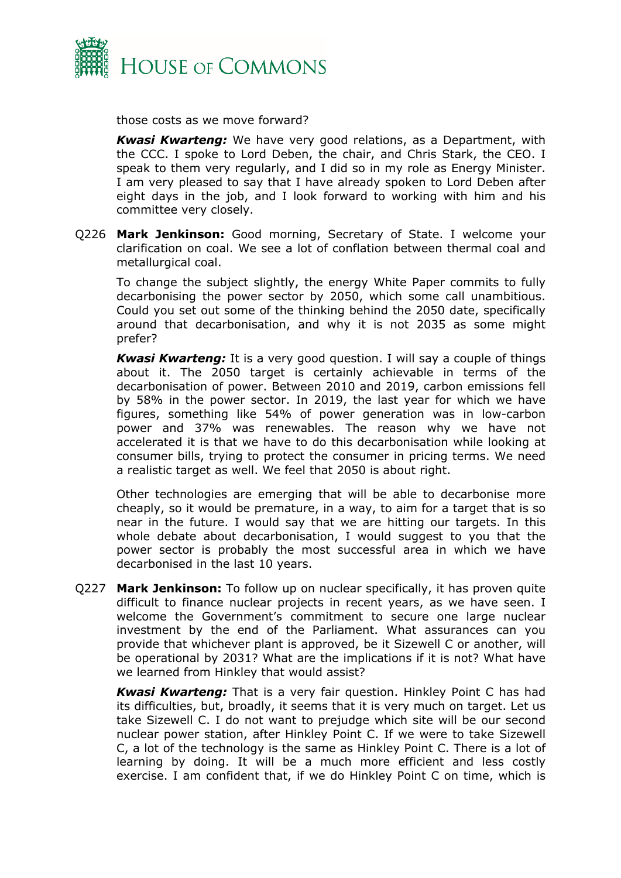those costs as we move forward?

***Kwasi Kwarteng:*** We have very good relations, as a Department, with the CCC. I spoke to Lord Deben, the chair, and Chris Stark, the CEO. I speak to them very regularly, and I did so in my role as Energy Minister. I am very pleased to say that I have already spoken to Lord Deben after eight days in the job, and I look forward to working with him and his committee very closely.

Q226 **Mark Jenkinson:** Good morning, Secretary of State. I welcome your clarification on coal. We see a lot of conflation between thermal coal and metallurgical coal.

To change the subject slightly, the energy White Paper commits to fully decarbonising the power sector by 2050, which some call unambitious. Could you set out some of the thinking behind the 2050 date, specifically around that decarbonisation, and why it is not 2035 as some might prefer?

***Kwasi Kwarteng:*** It is a very good question. I will say a couple of things about it. The 2050 target is certainly achievable in terms of the decarbonisation of power. Between 2010 and 2019, carbon emissions fell by 58% in the power sector. In 2019, the last year for which we have figures, something like 54% of power generation was in low-carbon power and 37% was renewables. The reason why we have not accelerated it is that we have to do this decarbonisation while looking at consumer bills, trying to protect the consumer in pricing terms. We need a realistic target as well. We feel that 2050 is about right.

Other technologies are emerging that will be able to decarbonise more cheaply, so it would be premature, in a way, to aim for a target that is so near in the future. I would say that we are hitting our targets. In this whole debate about decarbonisation, I would suggest to you that the power sector is probably the most successful area in which we have decarbonised in the last 10 years.

Q227 **Mark Jenkinson:** To follow up on nuclear specifically, it has proven quite difficult to finance nuclear projects in recent years, as we have seen. I welcome the Government's commitment to secure one large nuclear investment by the end of the Parliament. What assurances can you provide that whichever plant is approved, be it Sizewell C or another, will be operational by 2031? What are the implications if it is not? What have we learned from Hinkley that would assist?

***Kwasi Kwarteng:*** That is a very fair question. Hinkley Point C has had its difficulties, but, broadly, it seems that it is very much on target. Let us take Sizewell C. I do not want to prejudge which site will be our second nuclear power station, after Hinkley Point C. If we were to take Sizewell C, a lot of the technology is the same as Hinkley Point C. There is a lot of learning by doing. It will be a much more efficient and less costly exercise. I am confident that, if we do Hinkley Point C on time, which is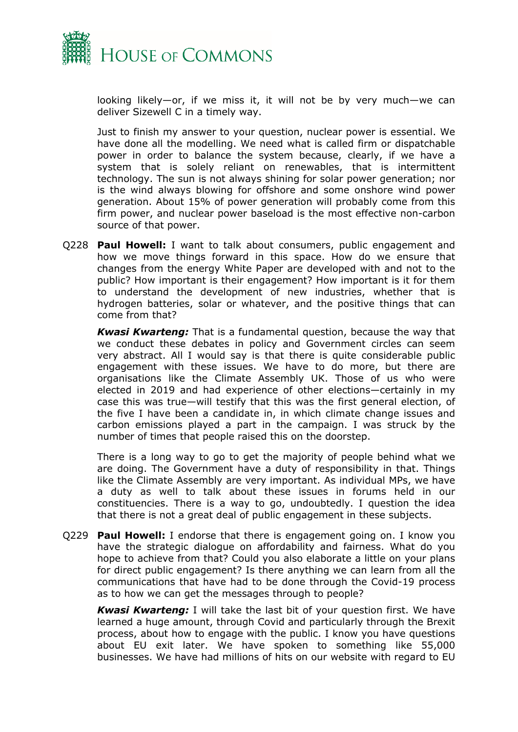looking likely—or, if we miss it, it will not be by very much—we can deliver Sizewell C in a timely way.

Just to finish my answer to your question, nuclear power is essential. We have done all the modelling. We need what is called firm or dispatchable power in order to balance the system because, clearly, if we have a system that is solely reliant on renewables, that is intermittent technology. The sun is not always shining for solar power generation; nor is the wind always blowing for offshore and some onshore wind power generation. About 15% of power generation will probably come from this firm power, and nuclear power baseload is the most effective non-carbon source of that power.

Q228 **Paul Howell:** I want to talk about consumers, public engagement and how we move things forward in this space. How do we ensure that changes from the energy White Paper are developed with and not to the public? How important is their engagement? How important is it for them to understand the development of new industries, whether that is hydrogen batteries, solar or whatever, and the positive things that can come from that?

***Kwasi Kwarteng:*** That is a fundamental question, because the way that we conduct these debates in policy and Government circles can seem very abstract. All I would say is that there is quite considerable public engagement with these issues. We have to do more, but there are organisations like the Climate Assembly UK. Those of us who were elected in 2019 and had experience of other elections—certainly in my case this was true—will testify that this was the first general election, of the five I have been a candidate in, in which climate change issues and carbon emissions played a part in the campaign. I was struck by the number of times that people raised this on the doorstep.

There is a long way to go to get the majority of people behind what we are doing. The Government have a duty of responsibility in that. Things like the Climate Assembly are very important. As individual MPs, we have a duty as well to talk about these issues in forums held in our constituencies. There is a way to go, undoubtedly. I question the idea that there is not a great deal of public engagement in these subjects.

Q229 **Paul Howell:** I endorse that there is engagement going on. I know you have the strategic dialogue on affordability and fairness. What do you hope to achieve from that? Could you also elaborate a little on your plans for direct public engagement? Is there anything we can learn from all the communications that have had to be done through the Covid-19 process as to how we can get the messages through to people?

***Kwasi Kwarteng:*** I will take the last bit of your question first. We have learned a huge amount, through Covid and particularly through the Brexit process, about how to engage with the public. I know you have questions about EU exit later. We have spoken to something like 55,000 businesses. We have had millions of hits on our website with regard to EU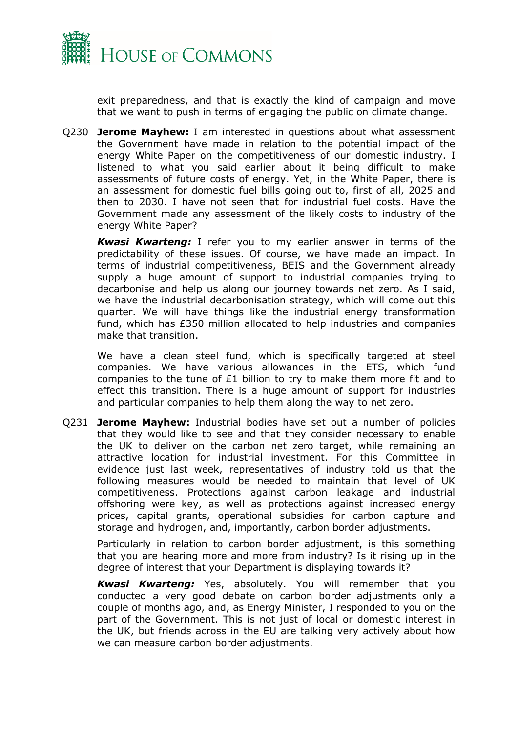exit preparedness, and that is exactly the kind of campaign and move that we want to push in terms of engaging the public on climate change.

Q230 **Jerome Mayhew:** I am interested in questions about what assessment the Government have made in relation to the potential impact of the energy White Paper on the competitiveness of our domestic industry. I listened to what you said earlier about it being difficult to make assessments of future costs of energy. Yet, in the White Paper, there is an assessment for domestic fuel bills going out to, first of all, 2025 and then to 2030. I have not seen that for industrial fuel costs. Have the Government made any assessment of the likely costs to industry of the energy White Paper?

***Kwasi Kwarteng:*** I refer you to my earlier answer in terms of the predictability of these issues. Of course, we have made an impact. In terms of industrial competitiveness, BEIS and the Government already supply a huge amount of support to industrial companies trying to decarbonise and help us along our journey towards net zero. As I said, we have the industrial decarbonisation strategy, which will come out this quarter. We will have things like the industrial energy transformation fund, which has £350 million allocated to help industries and companies make that transition.

We have a clean steel fund, which is specifically targeted at steel companies. We have various allowances in the ETS, which fund companies to the tune of £1 billion to try to make them more fit and to effect this transition. There is a huge amount of support for industries and particular companies to help them along the way to net zero.

Q231 **Jerome Mayhew:** Industrial bodies have set out a number of policies that they would like to see and that they consider necessary to enable the UK to deliver on the carbon net zero target, while remaining an attractive location for industrial investment. For this Committee in evidence just last week, representatives of industry told us that the following measures would be needed to maintain that level of UK competitiveness. Protections against carbon leakage and industrial offshoring were key, as well as protections against increased energy prices, capital grants, operational subsidies for carbon capture and storage and hydrogen, and, importantly, carbon border adjustments.

Particularly in relation to carbon border adjustment, is this something that you are hearing more and more from industry? Is it rising up in the degree of interest that your Department is displaying towards it?

***Kwasi Kwarteng:*** Yes, absolutely. You will remember that you conducted a very good debate on carbon border adjustments only a couple of months ago, and, as Energy Minister, I responded to you on the part of the Government. This is not just of local or domestic interest in the UK, but friends across in the EU are talking very actively about how we can measure carbon border adjustments.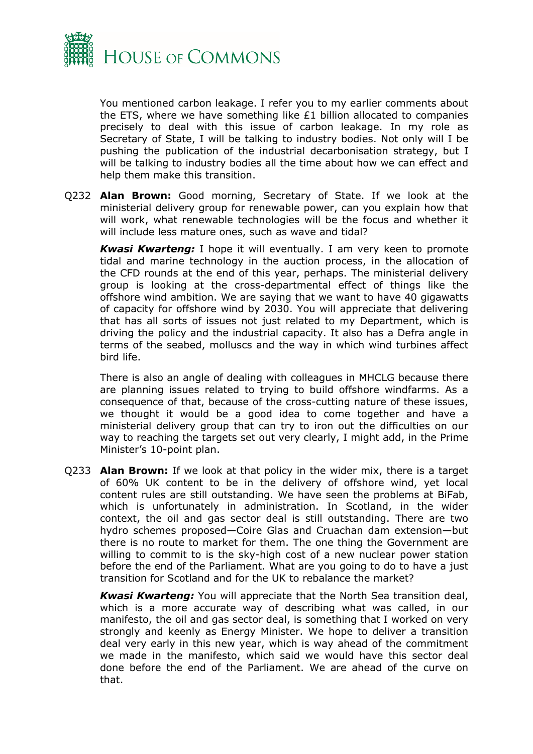You mentioned carbon leakage. I refer you to my earlier comments about the ETS, where we have something like £1 billion allocated to companies precisely to deal with this issue of carbon leakage. In my role as Secretary of State, I will be talking to industry bodies. Not only will I be pushing the publication of the industrial decarbonisation strategy, but I will be talking to industry bodies all the time about how we can effect and help them make this transition.

Q232 **Alan Brown:** Good morning, Secretary of State. If we look at the ministerial delivery group for renewable power, can you explain how that will work, what renewable technologies will be the focus and whether it will include less mature ones, such as wave and tidal?

***Kwasi Kwarteng:*** I hope it will eventually. I am very keen to promote tidal and marine technology in the auction process, in the allocation of the CFD rounds at the end of this year, perhaps. The ministerial delivery group is looking at the cross-departmental effect of things like the offshore wind ambition. We are saying that we want to have 40 gigawatts of capacity for offshore wind by 2030. You will appreciate that delivering that has all sorts of issues not just related to my Department, which is driving the policy and the industrial capacity. It also has a Defra angle in terms of the seabed, molluscs and the way in which wind turbines affect bird life.

There is also an angle of dealing with colleagues in MHCLG because there are planning issues related to trying to build offshore windfarms. As a consequence of that, because of the cross-cutting nature of these issues, we thought it would be a good idea to come together and have a ministerial delivery group that can try to iron out the difficulties on our way to reaching the targets set out very clearly, I might add, in the Prime Minister's 10-point plan.

Q233 **Alan Brown:** If we look at that policy in the wider mix, there is a target of 60% UK content to be in the delivery of offshore wind, yet local content rules are still outstanding. We have seen the problems at BiFab, which is unfortunately in administration. In Scotland, in the wider context, the oil and gas sector deal is still outstanding. There are two hydro schemes proposed—Coire Glas and Cruachan dam extension—but there is no route to market for them. The one thing the Government are willing to commit to is the sky-high cost of a new nuclear power station before the end of the Parliament. What are you going to do to have a just transition for Scotland and for the UK to rebalance the market?

***Kwasi Kwarteng:*** You will appreciate that the North Sea transition deal, which is a more accurate way of describing what was called, in our manifesto, the oil and gas sector deal, is something that I worked on very strongly and keenly as Energy Minister. We hope to deliver a transition deal very early in this new year, which is way ahead of the commitment we made in the manifesto, which said we would have this sector deal done before the end of the Parliament. We are ahead of the curve on that.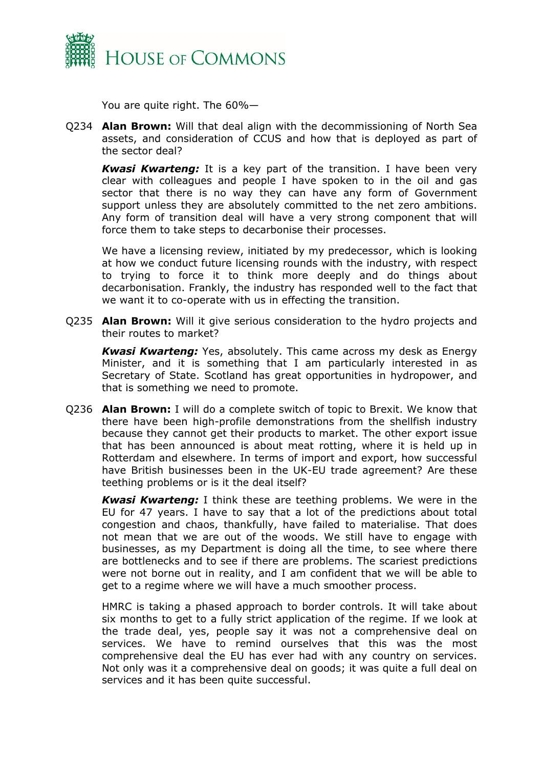You are quite right. The 60%—

Q234 **Alan Brown:** Will that deal align with the decommissioning of North Sea assets, and consideration of CCUS and how that is deployed as part of the sector deal?

***Kwasi Kwarteng:*** It is a key part of the transition. I have been very clear with colleagues and people I have spoken to in the oil and gas sector that there is no way they can have any form of Government support unless they are absolutely committed to the net zero ambitions. Any form of transition deal will have a very strong component that will force them to take steps to decarbonise their processes.

We have a licensing review, initiated by my predecessor, which is looking at how we conduct future licensing rounds with the industry, with respect to trying to force it to think more deeply and do things about decarbonisation. Frankly, the industry has responded well to the fact that we want it to co-operate with us in effecting the transition.

Q235 **Alan Brown:** Will it give serious consideration to the hydro projects and their routes to market?

***Kwasi Kwarteng:*** Yes, absolutely. This came across my desk as Energy Minister, and it is something that I am particularly interested in as Secretary of State. Scotland has great opportunities in hydropower, and that is something we need to promote.

Q236 **Alan Brown:** I will do a complete switch of topic to Brexit. We know that there have been high-profile demonstrations from the shellfish industry because they cannot get their products to market. The other export issue that has been announced is about meat rotting, where it is held up in Rotterdam and elsewhere. In terms of import and export, how successful have British businesses been in the UK-EU trade agreement? Are these teething problems or is it the deal itself?

***Kwasi Kwarteng:*** I think these are teething problems. We were in the EU for 47 years. I have to say that a lot of the predictions about total congestion and chaos, thankfully, have failed to materialise. That does not mean that we are out of the woods. We still have to engage with businesses, as my Department is doing all the time, to see where there are bottlenecks and to see if there are problems. The scariest predictions were not borne out in reality, and I am confident that we will be able to get to a regime where we will have a much smoother process.

HMRC is taking a phased approach to border controls. It will take about six months to get to a fully strict application of the regime. If we look at the trade deal, yes, people say it was not a comprehensive deal on services. We have to remind ourselves that this was the most comprehensive deal the EU has ever had with any country on services. Not only was it a comprehensive deal on goods; it was quite a full deal on services and it has been quite successful.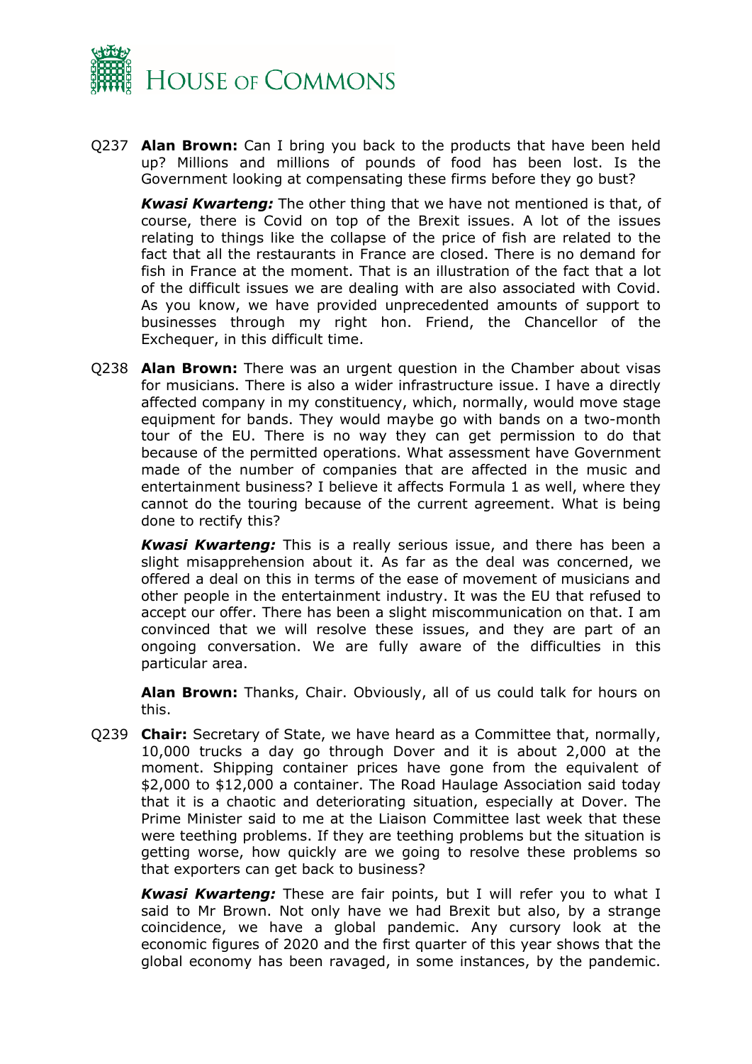Q237 **Alan Brown:** Can I bring you back to the products that have been held up? Millions and millions of pounds of food has been lost. Is the Government looking at compensating these firms before they go bust?

***Kwasi Kwarteng:*** The other thing that we have not mentioned is that, of course, there is Covid on top of the Brexit issues. A lot of the issues relating to things like the collapse of the price of fish are related to the fact that all the restaurants in France are closed. There is no demand for fish in France at the moment. That is an illustration of the fact that a lot of the difficult issues we are dealing with are also associated with Covid. As you know, we have provided unprecedented amounts of support to businesses through my right hon. Friend, the Chancellor of the Exchequer, in this difficult time.

Q238 **Alan Brown:** There was an urgent question in the Chamber about visas for musicians. There is also a wider infrastructure issue. I have a directly affected company in my constituency, which, normally, would move stage equipment for bands. They would maybe go with bands on a two-month tour of the EU. There is no way they can get permission to do that because of the permitted operations. What assessment have Government made of the number of companies that are affected in the music and entertainment business? I believe it affects Formula 1 as well, where they cannot do the touring because of the current agreement. What is being done to rectify this?

***Kwasi Kwarteng:*** This is a really serious issue, and there has been a slight misapprehension about it. As far as the deal was concerned, we offered a deal on this in terms of the ease of movement of musicians and other people in the entertainment industry. It was the EU that refused to accept our offer. There has been a slight miscommunication on that. I am convinced that we will resolve these issues, and they are part of an ongoing conversation. We are fully aware of the difficulties in this particular area.

**Alan Brown:** Thanks, Chair. Obviously, all of us could talk for hours on this.

Q239 **Chair:** Secretary of State, we have heard as a Committee that, normally, 10,000 trucks a day go through Dover and it is about 2,000 at the moment. Shipping container prices have gone from the equivalent of $2,000 to $12,000 a container. The Road Haulage Association said today that it is a chaotic and deteriorating situation, especially at Dover. The Prime Minister said to me at the Liaison Committee last week that these were teething problems. If they are teething problems but the situation is getting worse, how quickly are we going to resolve these problems so that exporters can get back to business?

***Kwasi Kwarteng:*** These are fair points, but I will refer you to what I said to Mr Brown. Not only have we had Brexit but also, by a strange coincidence, we have a global pandemic. Any cursory look at the economic figures of 2020 and the first quarter of this year shows that the global economy has been ravaged, in some instances, by the pandemic.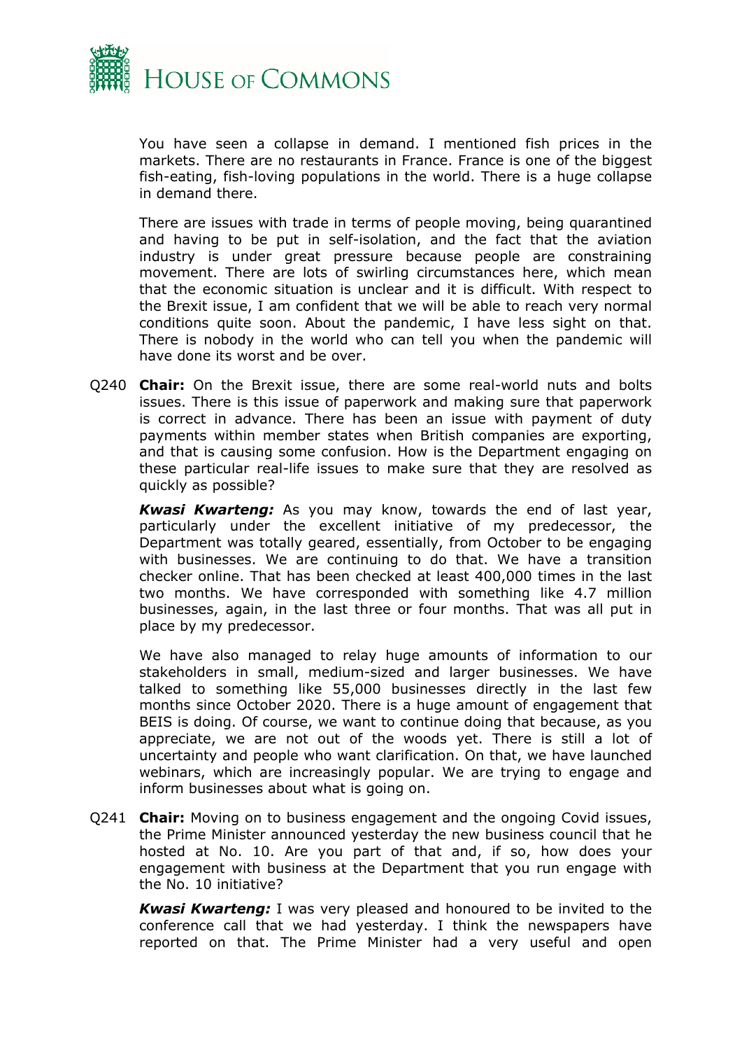You have seen a collapse in demand. I mentioned fish prices in the markets. There are no restaurants in France. France is one of the biggest fish-eating, fish-loving populations in the world. There is a huge collapse in demand there.

There are issues with trade in terms of people moving, being quarantined and having to be put in self-isolation, and the fact that the aviation industry is under great pressure because people are constraining movement. There are lots of swirling circumstances here, which mean that the economic situation is unclear and it is difficult. With respect to the Brexit issue, I am confident that we will be able to reach very normal conditions quite soon. About the pandemic, I have less sight on that. There is nobody in the world who can tell you when the pandemic will have done its worst and be over.

Q240 **Chair:** On the Brexit issue, there are some real-world nuts and bolts issues. There is this issue of paperwork and making sure that paperwork is correct in advance. There has been an issue with payment of duty payments within member states when British companies are exporting, and that is causing some confusion. How is the Department engaging on these particular real-life issues to make sure that they are resolved as quickly as possible?

***Kwasi Kwarteng:*** As you may know, towards the end of last year, particularly under the excellent initiative of my predecessor, the Department was totally geared, essentially, from October to be engaging with businesses. We are continuing to do that. We have a transition checker online. That has been checked at least 400,000 times in the last two months. We have corresponded with something like 4.7 million businesses, again, in the last three or four months. That was all put in place by my predecessor.

We have also managed to relay huge amounts of information to our stakeholders in small, medium-sized and larger businesses. We have talked to something like 55,000 businesses directly in the last few months since October 2020. There is a huge amount of engagement that BEIS is doing. Of course, we want to continue doing that because, as you appreciate, we are not out of the woods yet. There is still a lot of uncertainty and people who want clarification. On that, we have launched webinars, which are increasingly popular. We are trying to engage and inform businesses about what is going on.

Q241 **Chair:** Moving on to business engagement and the ongoing Covid issues, the Prime Minister announced yesterday the new business council that he hosted at No. 10. Are you part of that and, if so, how does your engagement with business at the Department that you run engage with the No. 10 initiative?

***Kwasi Kwarteng:*** I was very pleased and honoured to be invited to the conference call that we had yesterday. I think the newspapers have reported on that. The Prime Minister had a very useful and open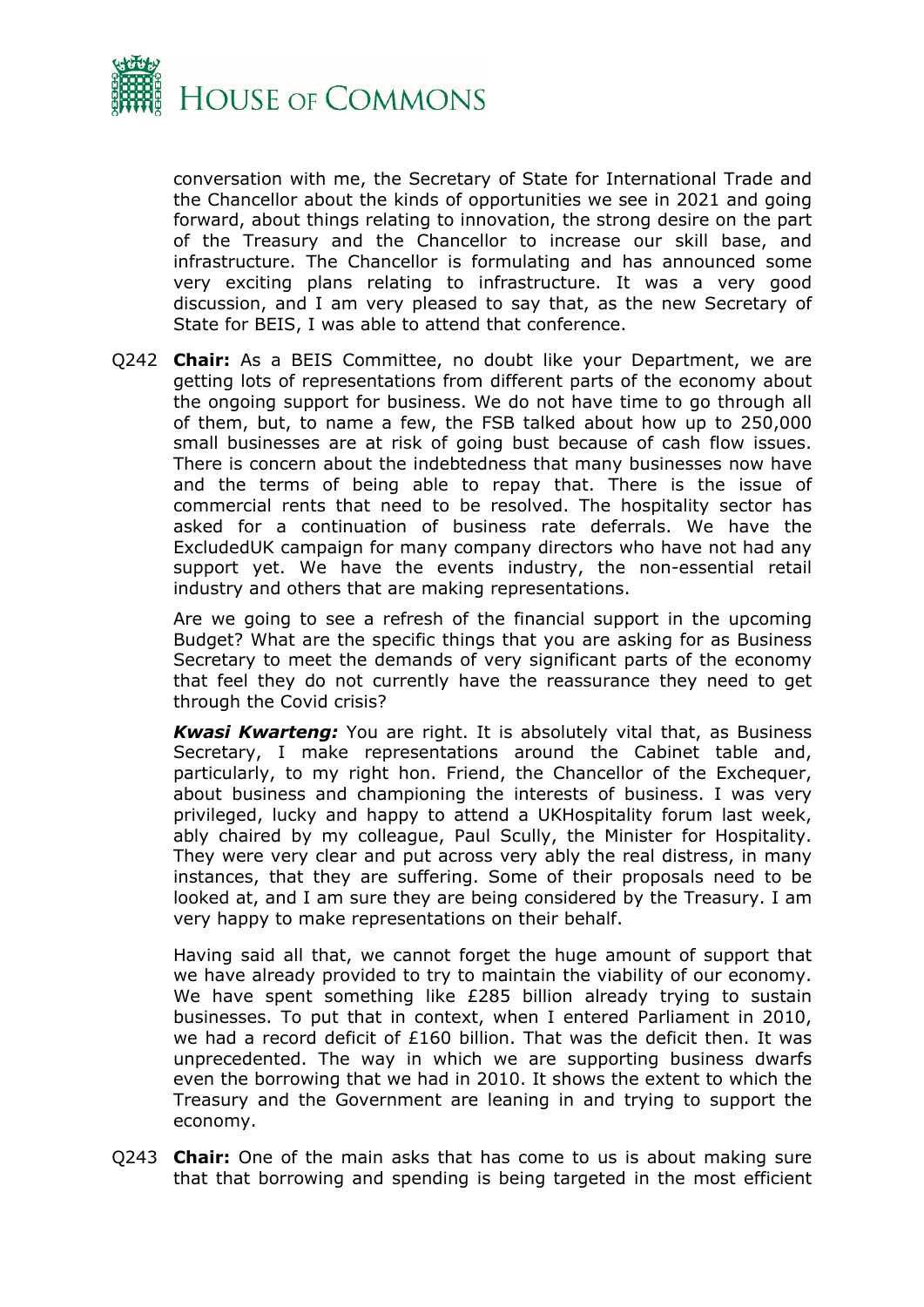conversation with me, the Secretary of State for International Trade and the Chancellor about the kinds of opportunities we see in 2021 and going forward, about things relating to innovation, the strong desire on the part of the Treasury and the Chancellor to increase our skill base, and infrastructure. The Chancellor is formulating and has announced some very exciting plans relating to infrastructure. It was a very good discussion, and I am very pleased to say that, as the new Secretary of State for BEIS, I was able to attend that conference.

Q242 **Chair:** As a BEIS Committee, no doubt like your Department, we are getting lots of representations from different parts of the economy about the ongoing support for business. We do not have time to go through all of them, but, to name a few, the FSB talked about how up to 250,000 small businesses are at risk of going bust because of cash flow issues. There is concern about the indebtedness that many businesses now have and the terms of being able to repay that. There is the issue of commercial rents that need to be resolved. The hospitality sector has asked for a continuation of business rate deferrals. We have the ExcludedUK campaign for many company directors who have not had any support yet. We have the events industry, the non-essential retail industry and others that are making representations.

Are we going to see a refresh of the financial support in the upcoming Budget? What are the specific things that you are asking for as Business Secretary to meet the demands of very significant parts of the economy that feel they do not currently have the reassurance they need to get through the Covid crisis?

***Kwasi Kwarteng:*** You are right. It is absolutely vital that, as Business Secretary, I make representations around the Cabinet table and, particularly, to my right hon. Friend, the Chancellor of the Exchequer, about business and championing the interests of business. I was very privileged, lucky and happy to attend a UKHospitality forum last week, ably chaired by my colleague, Paul Scully, the Minister for Hospitality. They were very clear and put across very ably the real distress, in many instances, that they are suffering. Some of their proposals need to be looked at, and I am sure they are being considered by the Treasury. I am very happy to make representations on their behalf.

Having said all that, we cannot forget the huge amount of support that we have already provided to try to maintain the viability of our economy. We have spent something like £285 billion already trying to sustain businesses. To put that in context, when I entered Parliament in 2010, we had a record deficit of £160 billion. That was the deficit then. It was unprecedented. The way in which we are supporting business dwarfs even the borrowing that we had in 2010. It shows the extent to which the Treasury and the Government are leaning in and trying to support the economy.

Q243 **Chair:** One of the main asks that has come to us is about making sure that that borrowing and spending is being targeted in the most efficient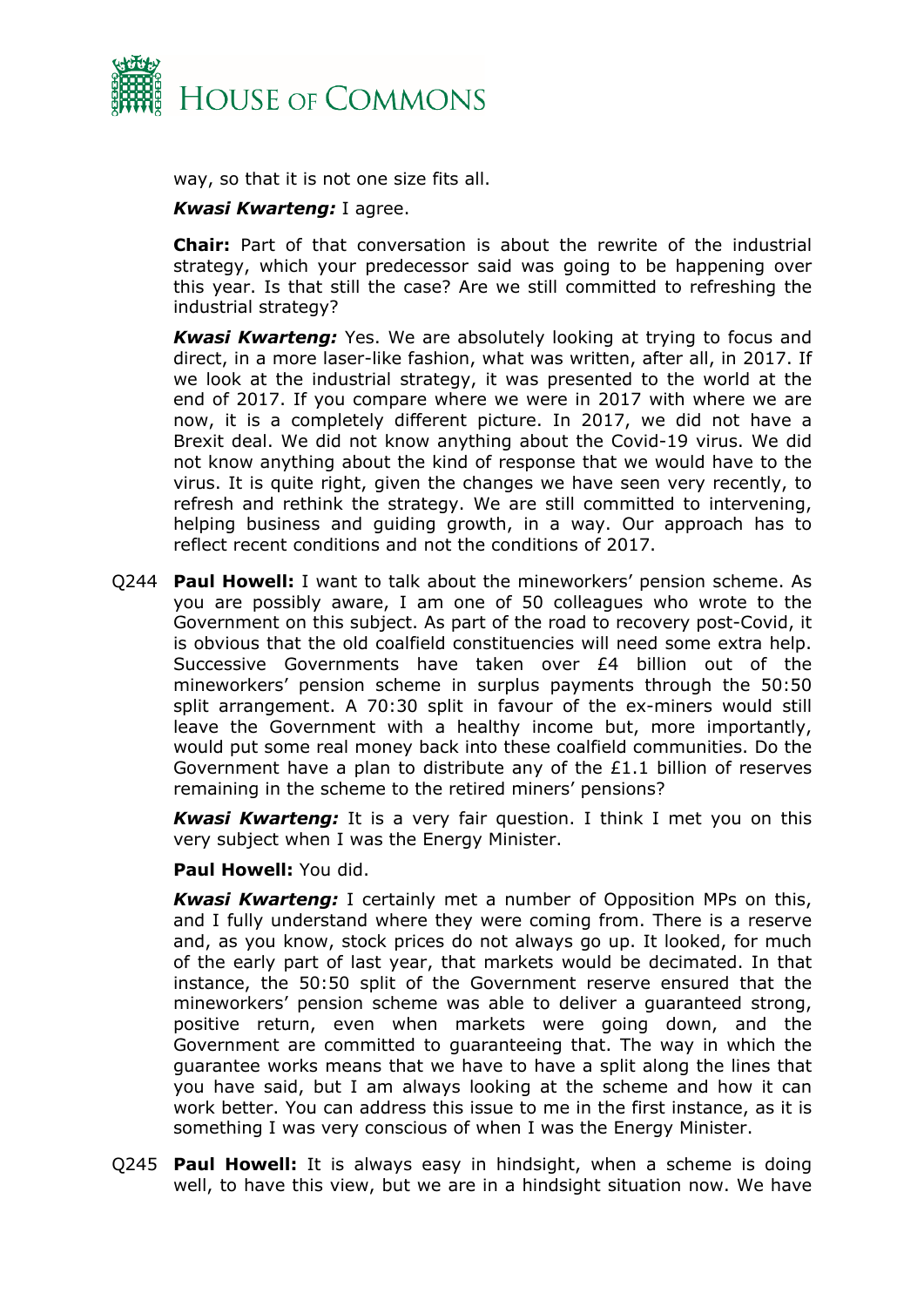way, so that it is not one size fits all.

***Kwasi Kwarteng:*** I agree.

**Chair:** Part of that conversation is about the rewrite of the industrial strategy, which your predecessor said was going to be happening over this year. Is that still the case? Are we still committed to refreshing the industrial strategy?

***Kwasi Kwarteng:*** Yes. We are absolutely looking at trying to focus and direct, in a more laser-like fashion, what was written, after all, in 2017. If we look at the industrial strategy, it was presented to the world at the end of 2017. If you compare where we were in 2017 with where we are now, it is a completely different picture. In 2017, we did not have a Brexit deal. We did not know anything about the Covid-19 virus. We did not know anything about the kind of response that we would have to the virus. It is quite right, given the changes we have seen very recently, to refresh and rethink the strategy. We are still committed to intervening, helping business and guiding growth, in a way. Our approach has to reflect recent conditions and not the conditions of 2017.

Q244 **Paul Howell:** I want to talk about the mineworkers' pension scheme. As you are possibly aware, I am one of 50 colleagues who wrote to the Government on this subject. As part of the road to recovery post-Covid, it is obvious that the old coalfield constituencies will need some extra help. Successive Governments have taken over £4 billion out of the mineworkers' pension scheme in surplus payments through the 50:50 split arrangement. A 70:30 split in favour of the ex-miners would still leave the Government with a healthy income but, more importantly, would put some real money back into these coalfield communities. Do the Government have a plan to distribute any of the £1.1 billion of reserves remaining in the scheme to the retired miners' pensions?

***Kwasi Kwarteng:*** It is a very fair question. I think I met you on this very subject when I was the Energy Minister.

**Paul Howell:** You did.

***Kwasi Kwarteng:*** I certainly met a number of Opposition MPs on this, and I fully understand where they were coming from. There is a reserve and, as you know, stock prices do not always go up. It looked, for much of the early part of last year, that markets would be decimated. In that instance, the 50:50 split of the Government reserve ensured that the mineworkers' pension scheme was able to deliver a guaranteed strong, positive return, even when markets were going down, and the Government are committed to guaranteeing that. The way in which the guarantee works means that we have to have a split along the lines that you have said, but I am always looking at the scheme and how it can work better. You can address this issue to me in the first instance, as it is something I was very conscious of when I was the Energy Minister.

Q245 **Paul Howell:** It is always easy in hindsight, when a scheme is doing well, to have this view, but we are in a hindsight situation now. We have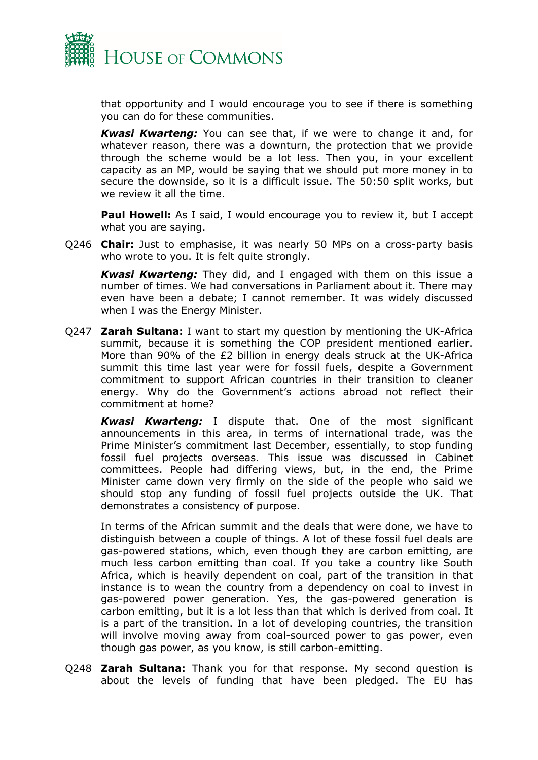that opportunity and I would encourage you to see if there is something you can do for these communities.

***Kwasi Kwarteng:*** You can see that, if we were to change it and, for whatever reason, there was a downturn, the protection that we provide through the scheme would be a lot less. Then you, in your excellent capacity as an MP, would be saying that we should put more money in to secure the downside, so it is a difficult issue. The 50:50 split works, but we review it all the time.

**Paul Howell:** As I said, I would encourage you to review it, but I accept what you are saying.

Q246 **Chair:** Just to emphasise, it was nearly 50 MPs on a cross-party basis who wrote to you. It is felt quite strongly.

***Kwasi Kwarteng:*** They did, and I engaged with them on this issue a number of times. We had conversations in Parliament about it. There may even have been a debate; I cannot remember. It was widely discussed when I was the Energy Minister.

Q247 **Zarah Sultana:** I want to start my question by mentioning the UK-Africa summit, because it is something the COP president mentioned earlier. More than 90% of the £2 billion in energy deals struck at the UK-Africa summit this time last year were for fossil fuels, despite a Government commitment to support African countries in their transition to cleaner energy. Why do the Government's actions abroad not reflect their commitment at home?

***Kwasi Kwarteng:*** I dispute that. One of the most significant announcements in this area, in terms of international trade, was the Prime Minister's commitment last December, essentially, to stop funding fossil fuel projects overseas. This issue was discussed in Cabinet committees. People had differing views, but, in the end, the Prime Minister came down very firmly on the side of the people who said we should stop any funding of fossil fuel projects outside the UK. That demonstrates a consistency of purpose.

In terms of the African summit and the deals that were done, we have to distinguish between a couple of things. A lot of these fossil fuel deals are gas-powered stations, which, even though they are carbon emitting, are much less carbon emitting than coal. If you take a country like South Africa, which is heavily dependent on coal, part of the transition in that instance is to wean the country from a dependency on coal to invest in gas-powered power generation. Yes, the gas-powered generation is carbon emitting, but it is a lot less than that which is derived from coal. It is a part of the transition. In a lot of developing countries, the transition will involve moving away from coal-sourced power to gas power, even though gas power, as you know, is still carbon-emitting.

Q248 **Zarah Sultana:** Thank you for that response. My second question is about the levels of funding that have been pledged. The EU has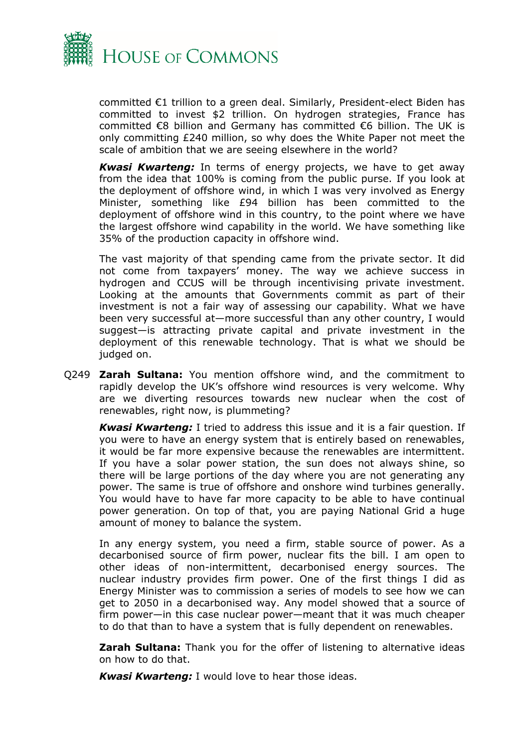committed €1 trillion to a green deal. Similarly, President-elect Biden has committed to invest $2 trillion. On hydrogen strategies, France has committed €8 billion and Germany has committed €6 billion. The UK is only committing £240 million, so why does the White Paper not meet the scale of ambition that we are seeing elsewhere in the world?

***Kwasi Kwarteng:*** In terms of energy projects, we have to get away from the idea that 100% is coming from the public purse. If you look at the deployment of offshore wind, in which I was very involved as Energy Minister, something like £94 billion has been committed to the deployment of offshore wind in this country, to the point where we have the largest offshore wind capability in the world. We have something like 35% of the production capacity in offshore wind.

The vast majority of that spending came from the private sector. It did not come from taxpayers' money. The way we achieve success in hydrogen and CCUS will be through incentivising private investment. Looking at the amounts that Governments commit as part of their investment is not a fair way of assessing our capability. What we have been very successful at—more successful than any other country, I would suggest—is attracting private capital and private investment in the deployment of this renewable technology. That is what we should be judged on.

Q249 **Zarah Sultana:** You mention offshore wind, and the commitment to rapidly develop the UK's offshore wind resources is very welcome. Why are we diverting resources towards new nuclear when the cost of renewables, right now, is plummeting?

***Kwasi Kwarteng:*** I tried to address this issue and it is a fair question. If you were to have an energy system that is entirely based on renewables, it would be far more expensive because the renewables are intermittent. If you have a solar power station, the sun does not always shine, so there will be large portions of the day where you are not generating any power. The same is true of offshore and onshore wind turbines generally. You would have to have far more capacity to be able to have continual power generation. On top of that, you are paying National Grid a huge amount of money to balance the system.

In any energy system, you need a firm, stable source of power. As a decarbonised source of firm power, nuclear fits the bill. I am open to other ideas of non-intermittent, decarbonised energy sources. The nuclear industry provides firm power. One of the first things I did as Energy Minister was to commission a series of models to see how we can get to 2050 in a decarbonised way. Any model showed that a source of firm power—in this case nuclear power—meant that it was much cheaper to do that than to have a system that is fully dependent on renewables.

**Zarah Sultana:** Thank you for the offer of listening to alternative ideas on how to do that.

***Kwasi Kwarteng:*** I would love to hear those ideas.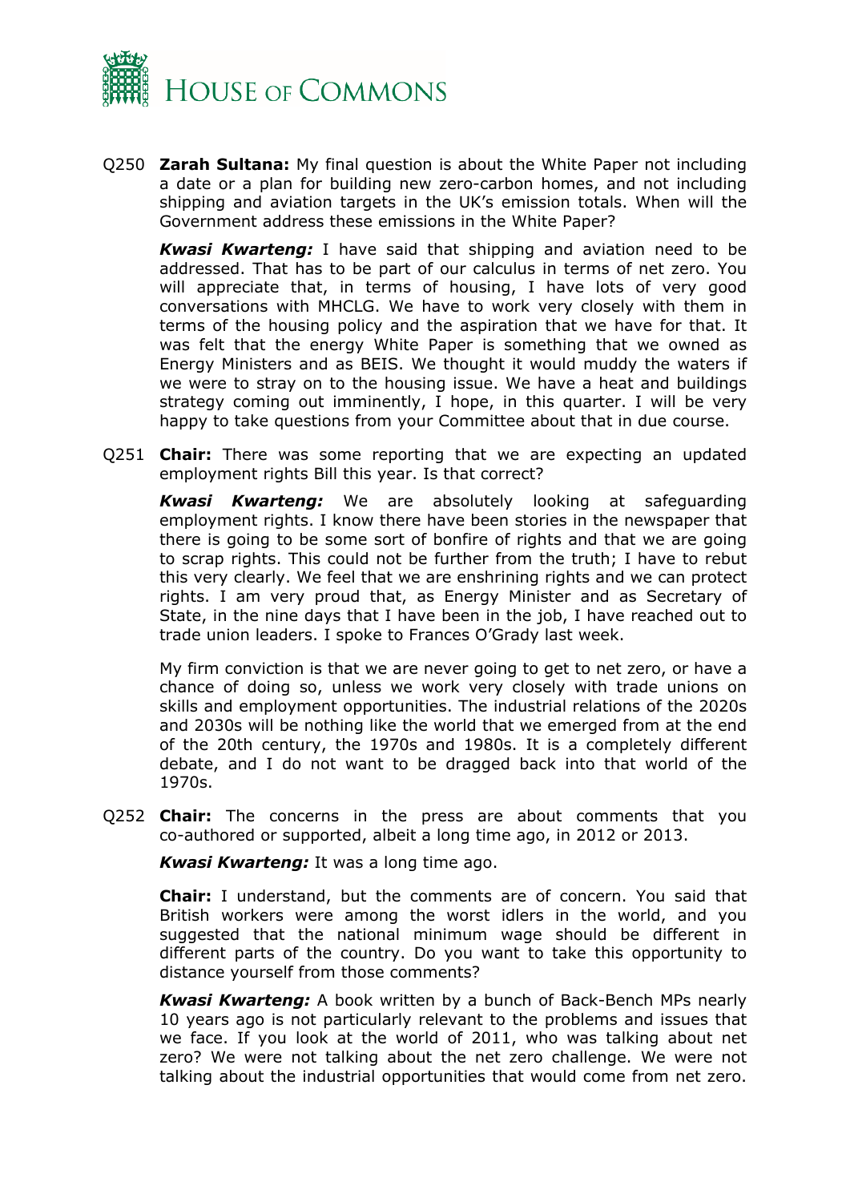Q250 **Zarah Sultana:** My final question is about the White Paper not including a date or a plan for building new zero-carbon homes, and not including shipping and aviation targets in the UK's emission totals. When will the Government address these emissions in the White Paper?

***Kwasi Kwarteng:*** I have said that shipping and aviation need to be addressed. That has to be part of our calculus in terms of net zero. You will appreciate that, in terms of housing, I have lots of very good conversations with MHCLG. We have to work very closely with them in terms of the housing policy and the aspiration that we have for that. It was felt that the energy White Paper is something that we owned as Energy Ministers and as BEIS. We thought it would muddy the waters if we were to stray on to the housing issue. We have a heat and buildings strategy coming out imminently, I hope, in this quarter. I will be very happy to take questions from your Committee about that in due course.

Q251 **Chair:** There was some reporting that we are expecting an updated employment rights Bill this year. Is that correct?

***Kwasi Kwarteng:*** We are absolutely looking at safeguarding employment rights. I know there have been stories in the newspaper that there is going to be some sort of bonfire of rights and that we are going to scrap rights. This could not be further from the truth; I have to rebut this very clearly. We feel that we are enshrining rights and we can protect rights. I am very proud that, as Energy Minister and as Secretary of State, in the nine days that I have been in the job, I have reached out to trade union leaders. I spoke to Frances O'Grady last week.

My firm conviction is that we are never going to get to net zero, or have a chance of doing so, unless we work very closely with trade unions on skills and employment opportunities. The industrial relations of the 2020s and 2030s will be nothing like the world that we emerged from at the end of the 20th century, the 1970s and 1980s. It is a completely different debate, and I do not want to be dragged back into that world of the 1970s.

Q252 **Chair:** The concerns in the press are about comments that you co-authored or supported, albeit a long time ago, in 2012 or 2013.

***Kwasi Kwarteng:*** It was a long time ago.

**Chair:** I understand, but the comments are of concern. You said that British workers were among the worst idlers in the world, and you suggested that the national minimum wage should be different in different parts of the country. Do you want to take this opportunity to distance yourself from those comments?

***Kwasi Kwarteng:*** A book written by a bunch of Back-Bench MPs nearly 10 years ago is not particularly relevant to the problems and issues that we face. If you look at the world of 2011, who was talking about net zero? We were not talking about the net zero challenge. We were not talking about the industrial opportunities that would come from net zero.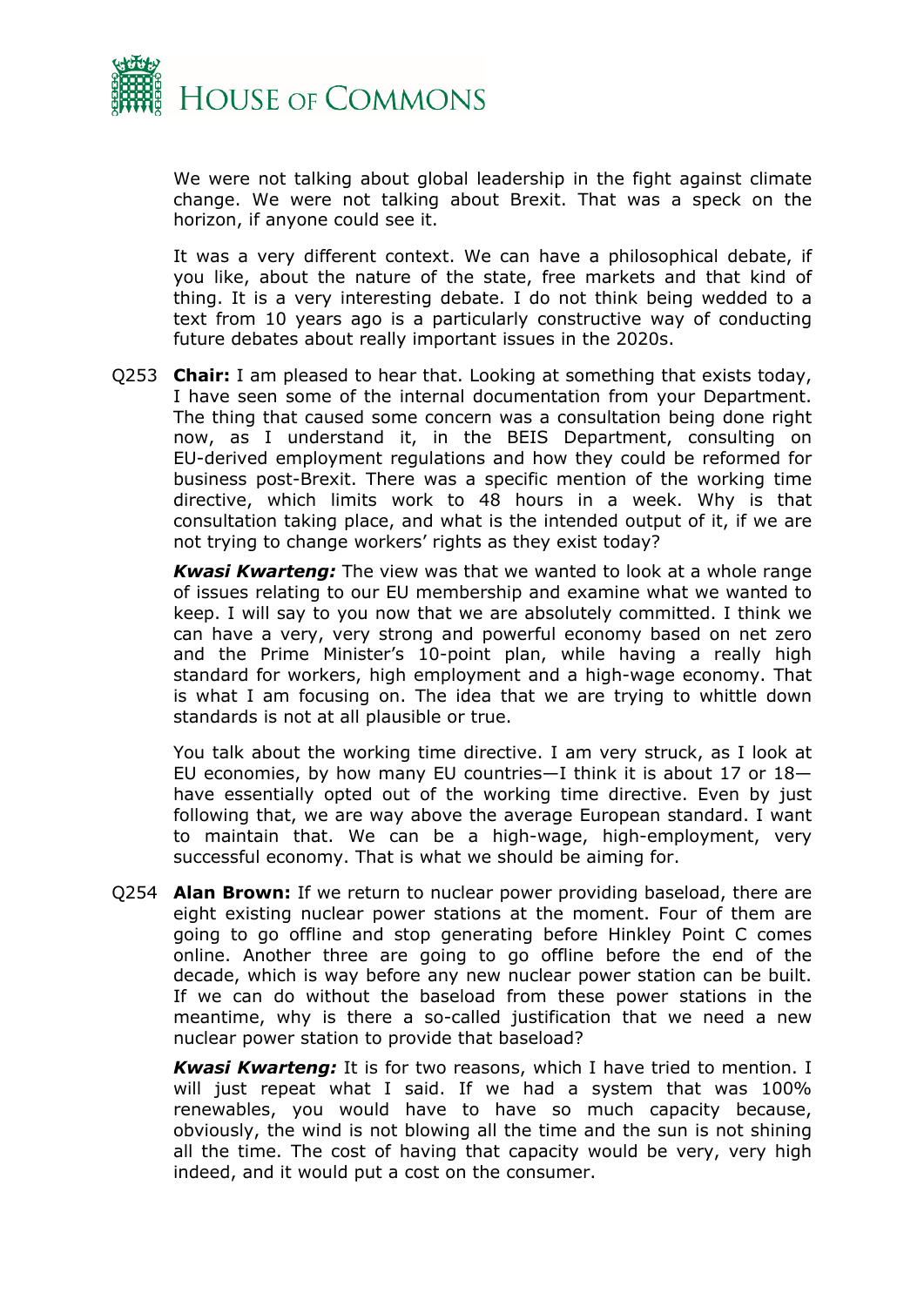We were not talking about global leadership in the fight against climate change. We were not talking about Brexit. That was a speck on the horizon, if anyone could see it.

It was a very different context. We can have a philosophical debate, if you like, about the nature of the state, free markets and that kind of thing. It is a very interesting debate. I do not think being wedded to a text from 10 years ago is a particularly constructive way of conducting future debates about really important issues in the 2020s.

Q253 **Chair:** I am pleased to hear that. Looking at something that exists today, I have seen some of the internal documentation from your Department. The thing that caused some concern was a consultation being done right now, as I understand it, in the BEIS Department, consulting on EU-derived employment regulations and how they could be reformed for business post-Brexit. There was a specific mention of the working time directive, which limits work to 48 hours in a week. Why is that consultation taking place, and what is the intended output of it, if we are not trying to change workers' rights as they exist today?

***Kwasi Kwarteng:*** The view was that we wanted to look at a whole range of issues relating to our EU membership and examine what we wanted to keep. I will say to you now that we are absolutely committed. I think we can have a very, very strong and powerful economy based on net zero and the Prime Minister's 10-point plan, while having a really high standard for workers, high employment and a high-wage economy. That is what I am focusing on. The idea that we are trying to whittle down standards is not at all plausible or true.

You talk about the working time directive. I am very struck, as I look at EU economies, by how many EU countries—I think it is about 17 or 18—have essentially opted out of the working time directive. Even by just following that, we are way above the average European standard. I want to maintain that. We can be a high-wage, high-employment, very successful economy. That is what we should be aiming for.

Q254 **Alan Brown:** If we return to nuclear power providing baseload, there are eight existing nuclear power stations at the moment. Four of them are going to go offline and stop generating before Hinkley Point C comes online. Another three are going to go offline before the end of the decade, which is way before any new nuclear power station can be built. If we can do without the baseload from these power stations in the meantime, why is there a so-called justification that we need a new nuclear power station to provide that baseload?

***Kwasi Kwarteng:*** It is for two reasons, which I have tried to mention. I will just repeat what I said. If we had a system that was 100% renewables, you would have to have so much capacity because, obviously, the wind is not blowing all the time and the sun is not shining all the time. The cost of having that capacity would be very, very high indeed, and it would put a cost on the consumer.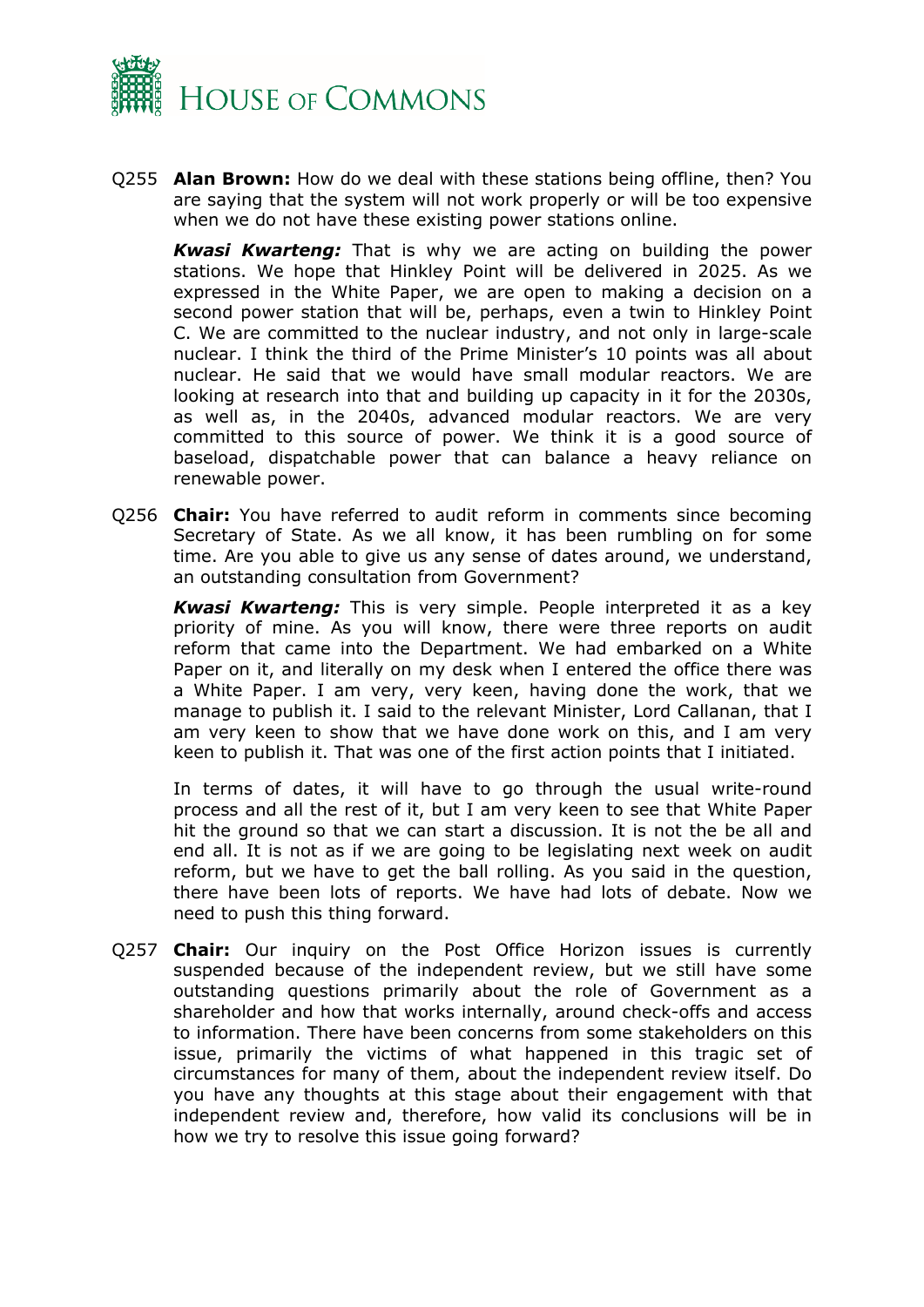Q255 **Alan Brown:** How do we deal with these stations being offline, then? You are saying that the system will not work properly or will be too expensive when we do not have these existing power stations online.

***Kwasi Kwarteng:*** That is why we are acting on building the power stations. We hope that Hinkley Point will be delivered in 2025. As we expressed in the White Paper, we are open to making a decision on a second power station that will be, perhaps, even a twin to Hinkley Point C. We are committed to the nuclear industry, and not only in large-scale nuclear. I think the third of the Prime Minister's 10 points was all about nuclear. He said that we would have small modular reactors. We are looking at research into that and building up capacity in it for the 2030s, as well as, in the 2040s, advanced modular reactors. We are very committed to this source of power. We think it is a good source of baseload, dispatchable power that can balance a heavy reliance on renewable power.

Q256 **Chair:** You have referred to audit reform in comments since becoming Secretary of State. As we all know, it has been rumbling on for some time. Are you able to give us any sense of dates around, we understand, an outstanding consultation from Government?

***Kwasi Kwarteng:*** This is very simple. People interpreted it as a key priority of mine. As you will know, there were three reports on audit reform that came into the Department. We had embarked on a White Paper on it, and literally on my desk when I entered the office there was a White Paper. I am very, very keen, having done the work, that we manage to publish it. I said to the relevant Minister, Lord Callanan, that I am very keen to show that we have done work on this, and I am very keen to publish it. That was one of the first action points that I initiated.

In terms of dates, it will have to go through the usual write-round process and all the rest of it, but I am very keen to see that White Paper hit the ground so that we can start a discussion. It is not the be all and end all. It is not as if we are going to be legislating next week on audit reform, but we have to get the ball rolling. As you said in the question, there have been lots of reports. We have had lots of debate. Now we need to push this thing forward.

Q257 **Chair:** Our inquiry on the Post Office Horizon issues is currently suspended because of the independent review, but we still have some outstanding questions primarily about the role of Government as a shareholder and how that works internally, around check-offs and access to information. There have been concerns from some stakeholders on this issue, primarily the victims of what happened in this tragic set of circumstances for many of them, about the independent review itself. Do you have any thoughts at this stage about their engagement with that independent review and, therefore, how valid its conclusions will be in how we try to resolve this issue going forward?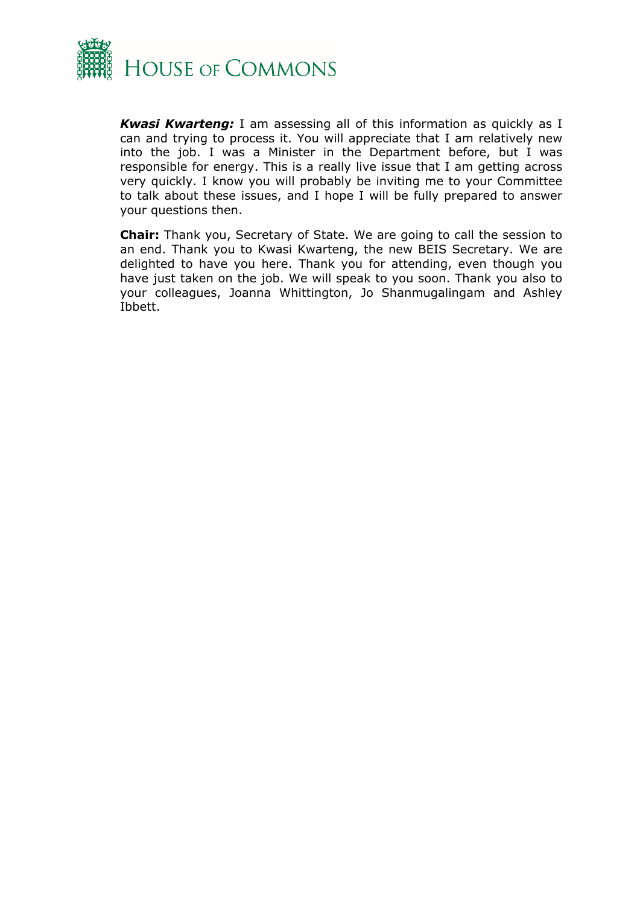***Kwasi Kwarteng:*** I am assessing all of this information as quickly as I can and trying to process it. You will appreciate that I am relatively new into the job. I was a Minister in the Department before, but I was responsible for energy. This is a really live issue that I am getting across very quickly. I know you will probably be inviting me to your Committee to talk about these issues, and I hope I will be fully prepared to answer your questions then.

**Chair:** Thank you, Secretary of State. We are going to call the session to an end. Thank you to Kwasi Kwarteng, the new BEIS Secretary. We are delighted to have you here. Thank you for attending, even though you have just taken on the job. We will speak to you soon. Thank you also to your colleagues, Joanna Whittington, Jo Shanmugalingam and Ashley Ibbett.